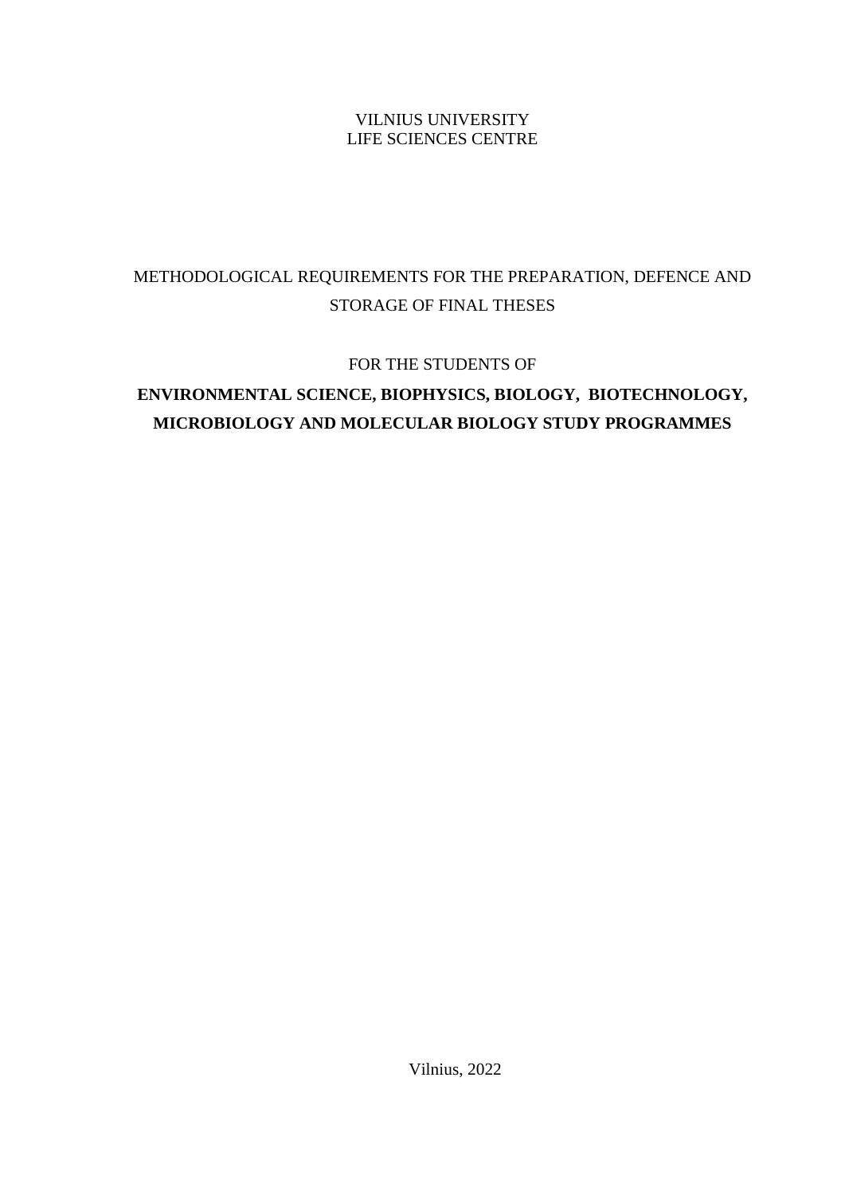VILNIUS UNIVERSITY
LIFE SCIENCES CENTRE

# METHODOLOGICAL REQUIREMENTS FOR THE PREPARATION, DEFENCE AND STORAGE OF FINAL THESES

FOR THE STUDENTS OF

**ENVIRONMENTAL SCIENCE, BIOPHYSICS, BIOLOGY, BIOTECHNOLOGY, MICROBIOLOGY AND MOLECULAR BIOLOGY STUDY PROGRAMMES**

Vilnius, 2022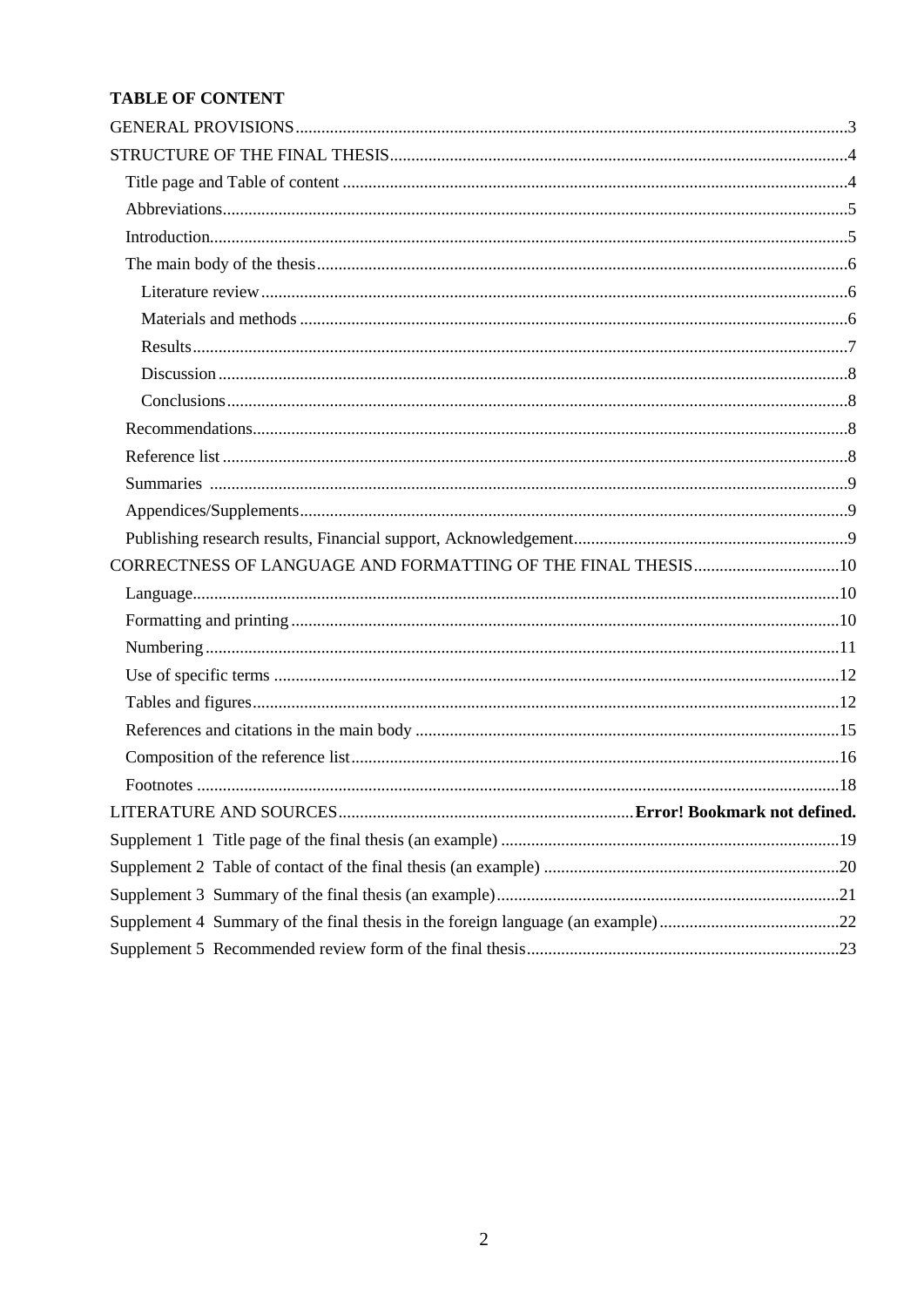**TABLE OF CONTENT**

GENERAL PROVISIONS ... 3

STRUCTURE OF THE FINAL THESIS ... 4

- Title page and Table of content ... 4
- Abbreviations ... 5
- Introduction ... 5
- The main body of the thesis ... 6
  - Literature review ... 6
  - Materials and methods ... 6
  - Results ... 7
  - Discussion ... 8
  - Conclusions ... 8
- Recommendations ... 8
- Reference list ... 8
- Summaries ... 9
- Appendices/Supplements ... 9
- Publishing research results, Financial support, Acknowledgement ... 9

CORRECTNESS OF LANGUAGE AND FORMATTING OF THE FINAL THESIS ... 10

- Language ... 10
- Formatting and printing ... 10
- Numbering ... 11
- Use of specific terms ... 12
- Tables and figures ... 12
- References and citations in the main body ... 15
- Composition of the reference list ... 16
- Footnotes ... 18

LITERATURE AND SOURCES ... **Error! Bookmark not defined.**

Supplement 1 Title page of the final thesis (an example) ... 19

Supplement 2 Table of contact of the final thesis (an example) ... 20

Supplement 3 Summary of the final thesis (an example) ... 21

Supplement 4 Summary of the final thesis in the foreign language (an example) ... 22

Supplement 5 Recommended review form of the final thesis ... 23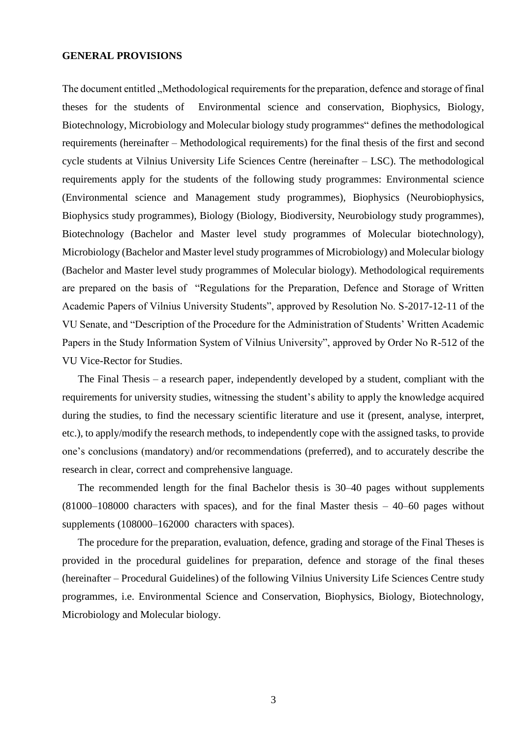**GENERAL PROVISIONS**

The document entitled „Methodological requirements for the preparation, defence and storage of final theses for the students of Environmental science and conservation, Biophysics, Biology, Biotechnology, Microbiology and Molecular biology study programmes“ defines the methodological requirements (hereinafter – Methodological requirements) for the final thesis of the first and second cycle students at Vilnius University Life Sciences Centre (hereinafter – LSC). The methodological requirements apply for the students of the following study programmes: Environmental science (Environmental science and Management study programmes), Biophysics (Neurobiophysics, Biophysics study programmes), Biology (Biology, Biodiversity, Neurobiology study programmes), Biotechnology (Bachelor and Master level study programmes of Molecular biotechnology), Microbiology (Bachelor and Master level study programmes of Microbiology) and Molecular biology (Bachelor and Master level study programmes of Molecular biology). Methodological requirements are prepared on the basis of "Regulations for the Preparation, Defence and Storage of Written Academic Papers of Vilnius University Students", approved by Resolution No. S-2017-12-11 of the VU Senate, and "Description of the Procedure for the Administration of Students' Written Academic Papers in the Study Information System of Vilnius University", approved by Order No R-512 of the VU Vice-Rector for Studies.

The Final Thesis – a research paper, independently developed by a student, compliant with the requirements for university studies, witnessing the student's ability to apply the knowledge acquired during the studies, to find the necessary scientific literature and use it (present, analyse, interpret, etc.), to apply/modify the research methods, to independently cope with the assigned tasks, to provide one's conclusions (mandatory) and/or recommendations (preferred), and to accurately describe the research in clear, correct and comprehensive language.

The recommended length for the final Bachelor thesis is 30–40 pages without supplements (81000–108000 characters with spaces), and for the final Master thesis – 40–60 pages without supplements (108000–162000 characters with spaces).

The procedure for the preparation, evaluation, defence, grading and storage of the Final Theses is provided in the procedural guidelines for preparation, defence and storage of the final theses (hereinafter – Procedural Guidelines) of the following Vilnius University Life Sciences Centre study programmes, i.e. Environmental Science and Conservation, Biophysics, Biology, Biotechnology, Microbiology and Molecular biology.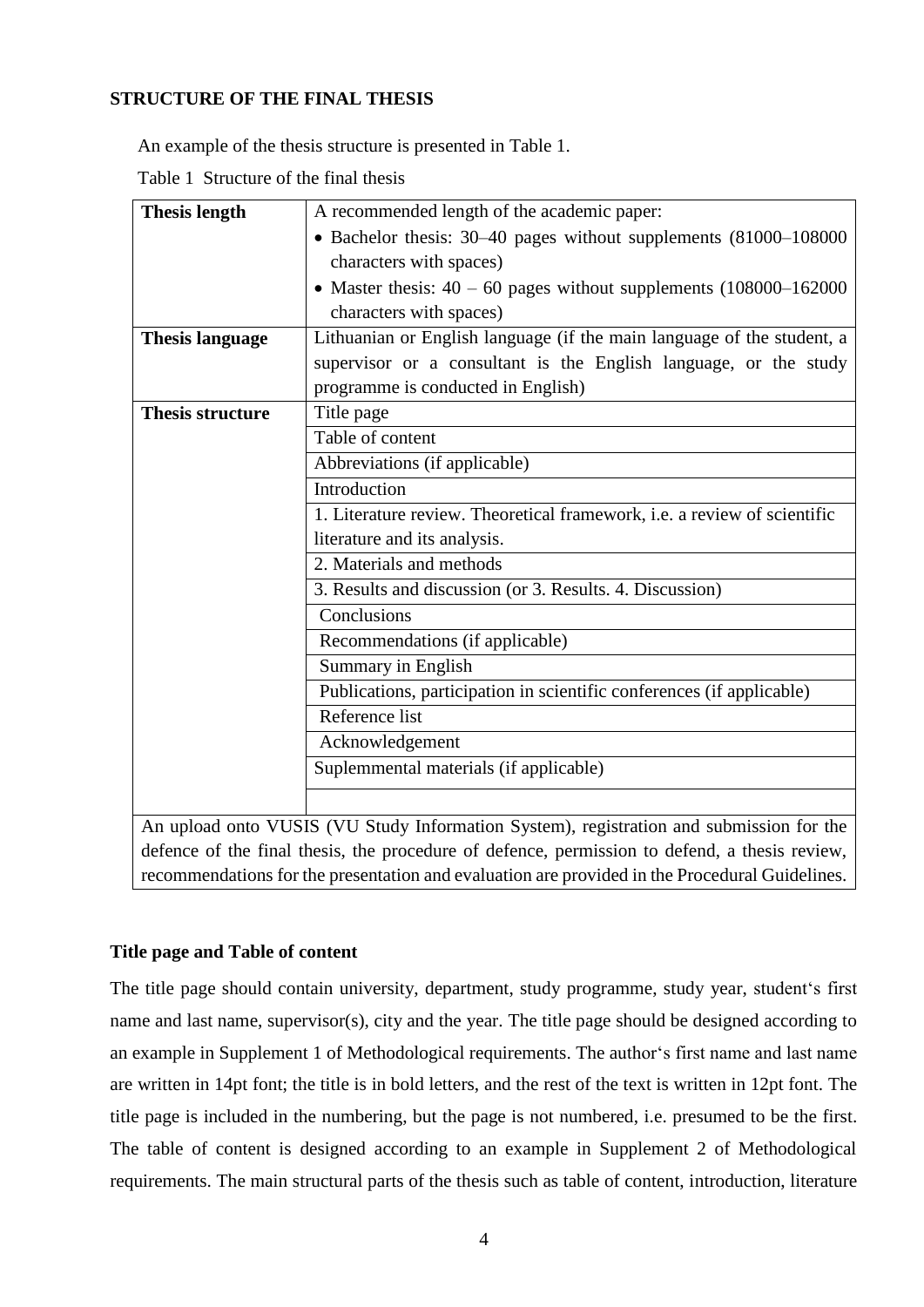**STRUCTURE OF THE FINAL THESIS**

An example of the thesis structure is presented in Table 1.

Table 1 Structure of the final thesis

| | |
|---|---|
| **Thesis length** | A recommended length of the academic paper: • Bachelor thesis: 30–40 pages without supplements (81000–108000 characters with spaces) • Master thesis: 40 – 60 pages without supplements (108000–162000 characters with spaces) |
| **Thesis language** | Lithuanian or English language (if the main language of the student, a supervisor or a consultant is the English language, or the study programme is conducted in English) |
| **Thesis structure** | Title page |
| | Table of content |
| | Abbreviations (if applicable) |
| | Introduction |
| | 1. Literature review. Theoretical framework, i.e. a review of scientific literature and its analysis. |
| | 2. Materials and methods |
| | 3. Results and discussion (or 3. Results. 4. Discussion) |
| | Conclusions |
| | Recommendations (if applicable) |
| | Summary in English |
| | Publications, participation in scientific conferences (if applicable) |
| | Reference list |
| | Acknowledgement |
| | Suplemmental materials (if applicable) |
| | |
| An upload onto VUSIS (VU Study Information System), registration and submission for the defence of the final thesis, the procedure of defence, permission to defend, a thesis review, recommendations for the presentation and evaluation are provided in the Procedural Guidelines. | |

**Title page and Table of content**

The title page should contain university, department, study programme, study year, student's first name and last name, supervisor(s), city and the year. The title page should be designed according to an example in Supplement 1 of Methodological requirements. The author's first name and last name are written in 14pt font; the title is in bold letters, and the rest of the text is written in 12pt font. The title page is included in the numbering, but the page is not numbered, i.e. presumed to be the first. The table of content is designed according to an example in Supplement 2 of Methodological requirements. The main structural parts of the thesis such as table of content, introduction, literature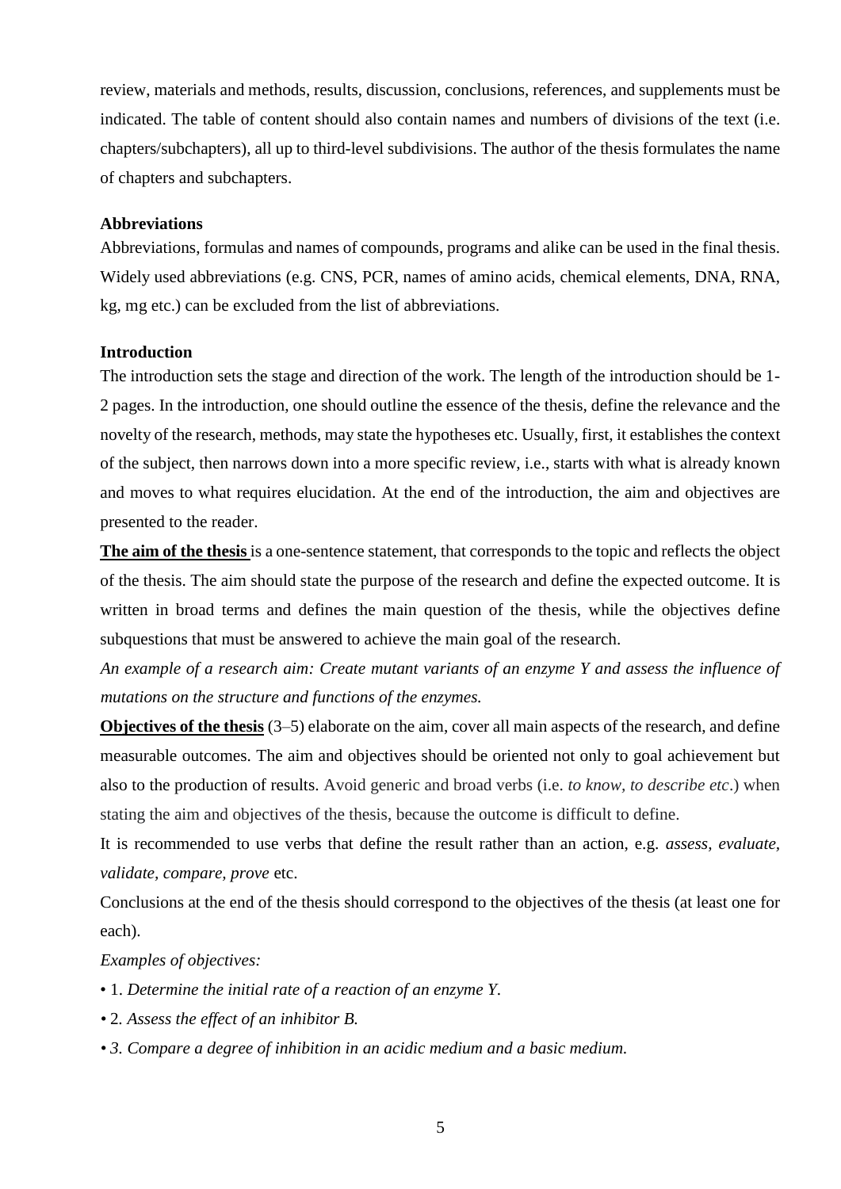review, materials and methods, results, discussion, conclusions, references, and supplements must be indicated. The table of content should also contain names and numbers of divisions of the text (i.e. chapters/subchapters), all up to third-level subdivisions. The author of the thesis formulates the name of chapters and subchapters.

**Abbreviations**

Abbreviations, formulas and names of compounds, programs and alike can be used in the final thesis. Widely used abbreviations (e.g. CNS, PCR, names of amino acids, chemical elements, DNA, RNA, kg, mg etc.) can be excluded from the list of abbreviations.

**Introduction**

The introduction sets the stage and direction of the work. The length of the introduction should be 1-2 pages. In the introduction, one should outline the essence of the thesis, define the relevance and the novelty of the research, methods, may state the hypotheses etc. Usually, first, it establishes the context of the subject, then narrows down into a more specific review, i.e., starts with what is already known and moves to what requires elucidation. At the end of the introduction, the aim and objectives are presented to the reader.

**The aim of the thesis** is a one-sentence statement, that corresponds to the topic and reflects the object of the thesis. The aim should state the purpose of the research and define the expected outcome. It is written in broad terms and defines the main question of the thesis, while the objectives define subquestions that must be answered to achieve the main goal of the research.

*An example of a research aim: Create mutant variants of an enzyme Y and assess the influence of mutations on the structure and functions of the enzymes.*

**Objectives of the thesis** (3–5) elaborate on the aim, cover all main aspects of the research, and define measurable outcomes. The aim and objectives should be oriented not only to goal achievement but also to the production of results. Avoid generic and broad verbs (i.e. *to know, to describe etc*.) when stating the aim and objectives of the thesis, because the outcome is difficult to define.

It is recommended to use verbs that define the result rather than an action, e.g. *assess, evaluate, validate, compare, prove* etc.

Conclusions at the end of the thesis should correspond to the objectives of the thesis (at least one for each).

*Examples of objectives:*

- 1. *Determine the initial rate of a reaction of an enzyme Y.*
- 2. *Assess the effect of an inhibitor B.*
- *3. Compare a degree of inhibition in an acidic medium and a basic medium.*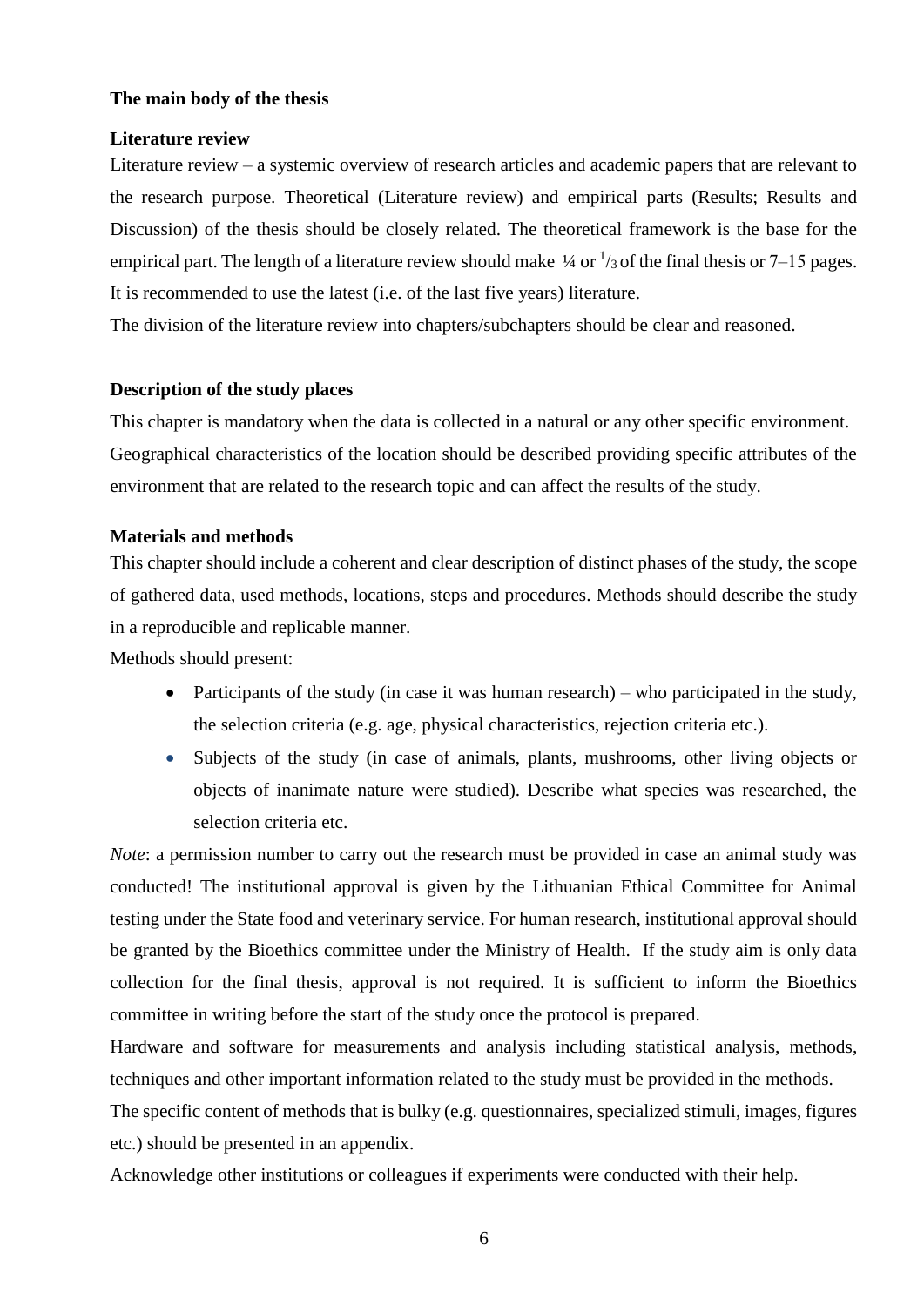**The main body of the thesis**

**Literature review**

Literature review – a systemic overview of research articles and academic papers that are relevant to the research purpose. Theoretical (Literature review) and empirical parts (Results; Results and Discussion) of the thesis should be closely related. The theoretical framework is the base for the empirical part. The length of a literature review should make ¼ or $^{1}/_{3}$ of the final thesis or 7–15 pages. It is recommended to use the latest (i.e. of the last five years) literature.

The division of the literature review into chapters/subchapters should be clear and reasoned.

**Description of the study places**

This chapter is mandatory when the data is collected in a natural or any other specific environment. Geographical characteristics of the location should be described providing specific attributes of the environment that are related to the research topic and can affect the results of the study.

**Materials and methods**

This chapter should include a coherent and clear description of distinct phases of the study, the scope of gathered data, used methods, locations, steps and procedures. Methods should describe the study in a reproducible and replicable manner.

Methods should present:

- Participants of the study (in case it was human research) – who participated in the study, the selection criteria (e.g. age, physical characteristics, rejection criteria etc.).
- Subjects of the study (in case of animals, plants, mushrooms, other living objects or objects of inanimate nature were studied). Describe what species was researched, the selection criteria etc.

*Note*: a permission number to carry out the research must be provided in case an animal study was conducted! The institutional approval is given by the Lithuanian Ethical Committee for Animal testing under the State food and veterinary service. For human research, institutional approval should be granted by the Bioethics committee under the Ministry of Health. If the study aim is only data collection for the final thesis, approval is not required. It is sufficient to inform the Bioethics committee in writing before the start of the study once the protocol is prepared.

Hardware and software for measurements and analysis including statistical analysis, methods, techniques and other important information related to the study must be provided in the methods.

The specific content of methods that is bulky (e.g. questionnaires, specialized stimuli, images, figures etc.) should be presented in an appendix.

Acknowledge other institutions or colleagues if experiments were conducted with their help.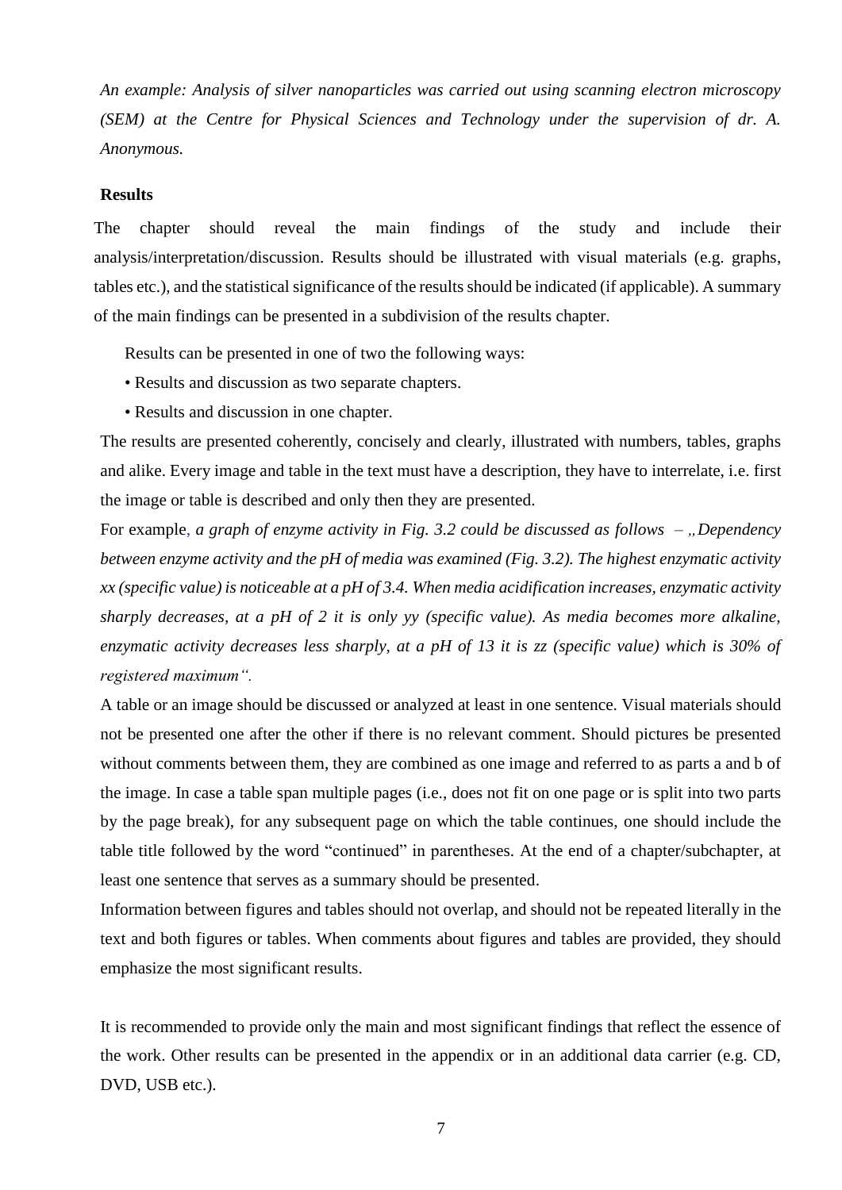*An example: Analysis of silver nanoparticles was carried out using scanning electron microscopy (SEM) at the Centre for Physical Sciences and Technology under the supervision of dr. A. Anonymous.*

**Results**

The chapter should reveal the main findings of the study and include their analysis/interpretation/discussion. Results should be illustrated with visual materials (e.g. graphs, tables etc.), and the statistical significance of the results should be indicated (if applicable). A summary of the main findings can be presented in a subdivision of the results chapter.

Results can be presented in one of two the following ways:

- Results and discussion as two separate chapters.
- Results and discussion in one chapter.

The results are presented coherently, concisely and clearly, illustrated with numbers, tables, graphs and alike. Every image and table in the text must have a description, they have to interrelate, i.e. first the image or table is described and only then they are presented.

For example, *a graph of enzyme activity in Fig. 3.2 could be discussed as follows – „Dependency between enzyme activity and the pH of media was examined (Fig. 3.2). The highest enzymatic activity xx (specific value) is noticeable at a pH of 3.4. When media acidification increases, enzymatic activity sharply decreases, at a pH of 2 it is only yy (specific value). As media becomes more alkaline, enzymatic activity decreases less sharply, at a pH of 13 it is zz (specific value) which is 30% of registered maximum".*

A table or an image should be discussed or analyzed at least in one sentence. Visual materials should not be presented one after the other if there is no relevant comment. Should pictures be presented without comments between them, they are combined as one image and referred to as parts a and b of the image. In case a table span multiple pages (i.e., does not fit on one page or is split into two parts by the page break), for any subsequent page on which the table continues, one should include the table title followed by the word "continued" in parentheses. At the end of a chapter/subchapter, at least one sentence that serves as a summary should be presented.

Information between figures and tables should not overlap, and should not be repeated literally in the text and both figures or tables. When comments about figures and tables are provided, they should emphasize the most significant results.

It is recommended to provide only the main and most significant findings that reflect the essence of the work. Other results can be presented in the appendix or in an additional data carrier (e.g. CD, DVD, USB etc.).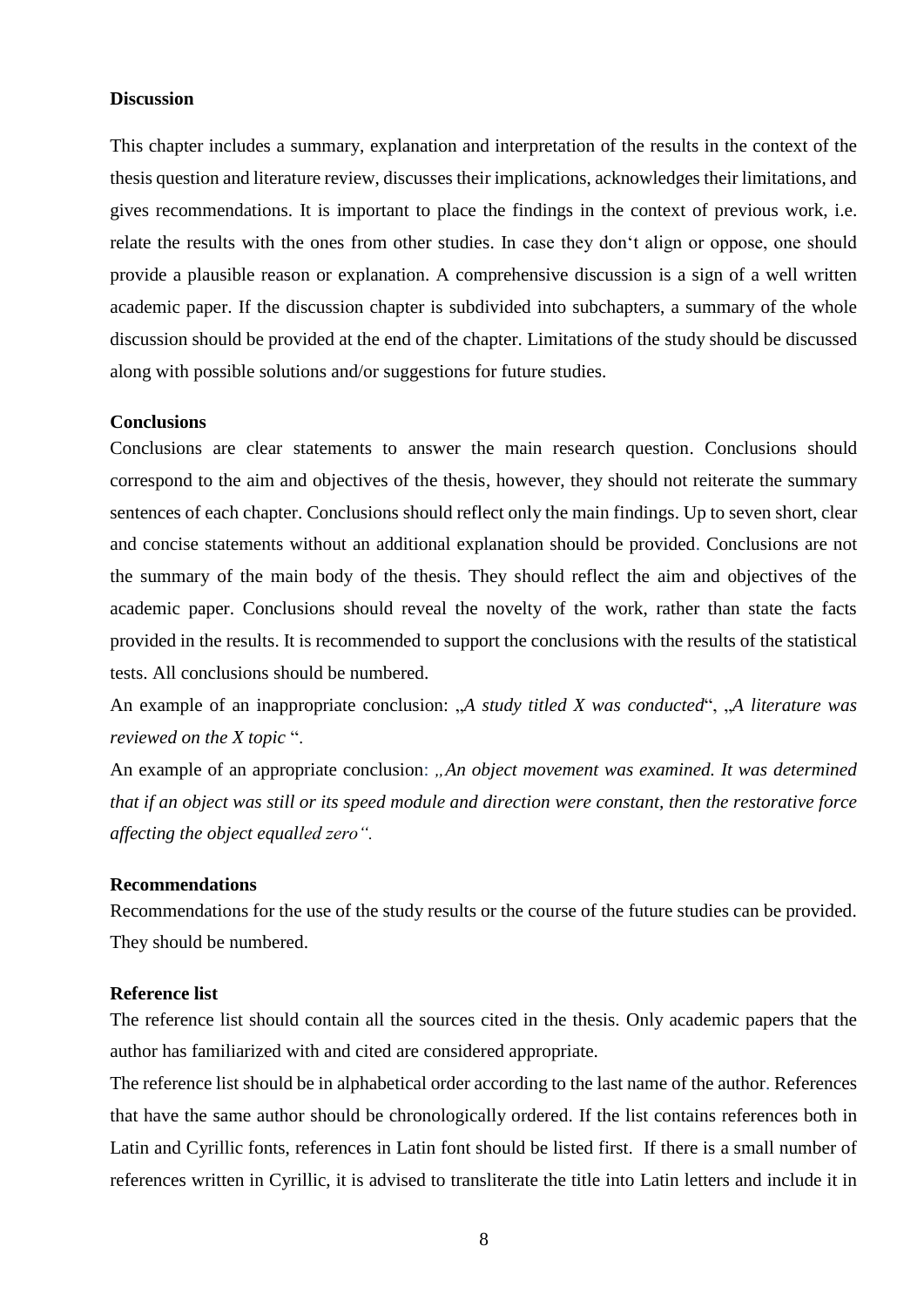## Discussion

This chapter includes a summary, explanation and interpretation of the results in the context of the thesis question and literature review, discusses their implications, acknowledges their limitations, and gives recommendations. It is important to place the findings in the context of previous work, i.e. relate the results with the ones from other studies. In case they don't align or oppose, one should provide a plausible reason or explanation. A comprehensive discussion is a sign of a well written academic paper. If the discussion chapter is subdivided into subchapters, a summary of the whole discussion should be provided at the end of the chapter. Limitations of the study should be discussed along with possible solutions and/or suggestions for future studies.

## Conclusions

Conclusions are clear statements to answer the main research question. Conclusions should correspond to the aim and objectives of the thesis, however, they should not reiterate the summary sentences of each chapter. Conclusions should reflect only the main findings. Up to seven short, clear and concise statements without an additional explanation should be provided. Conclusions are not the summary of the main body of the thesis. They should reflect the aim and objectives of the academic paper. Conclusions should reveal the novelty of the work, rather than state the facts provided in the results. It is recommended to support the conclusions with the results of the statistical tests. All conclusions should be numbered.

An example of an inappropriate conclusion: „*A study titled X was conducted*", „*A literature was reviewed on the X topic* ".

An example of an appropriate conclusion: „*An object movement was examined. It was determined that if an object was still or its speed module and direction were constant, then the restorative force affecting the object equalled zero".*

## Recommendations

Recommendations for the use of the study results or the course of the future studies can be provided. They should be numbered.

## Reference list

The reference list should contain all the sources cited in the thesis. Only academic papers that the author has familiarized with and cited are considered appropriate.

The reference list should be in alphabetical order according to the last name of the author. References that have the same author should be chronologically ordered. If the list contains references both in Latin and Cyrillic fonts, references in Latin font should be listed first. If there is a small number of references written in Cyrillic, it is advised to transliterate the title into Latin letters and include it in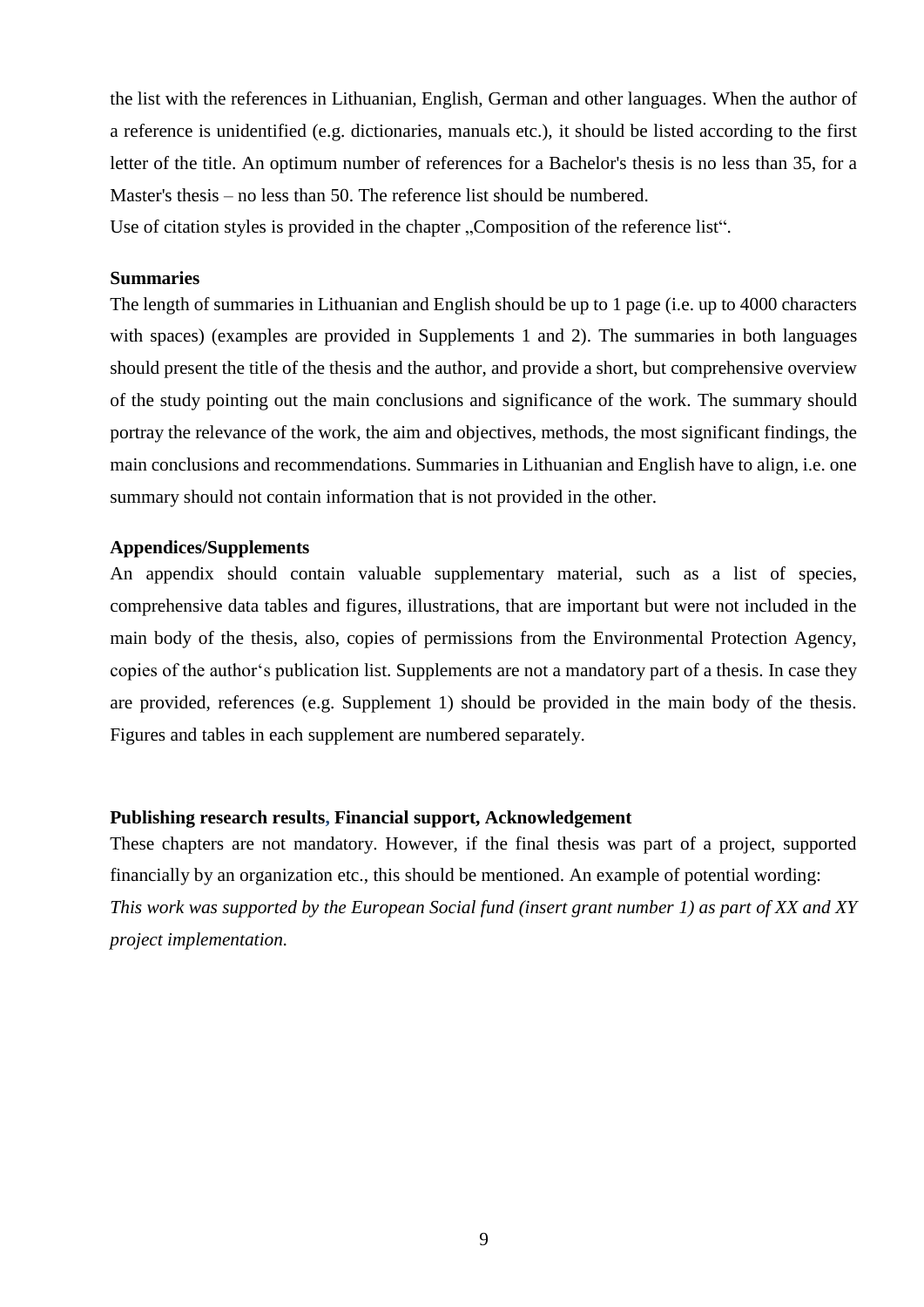the list with the references in Lithuanian, English, German and other languages. When the author of a reference is unidentified (e.g. dictionaries, manuals etc.), it should be listed according to the first letter of the title. An optimum number of references for a Bachelor's thesis is no less than 35, for a Master's thesis – no less than 50. The reference list should be numbered.

Use of citation styles is provided in the chapter „Composition of the reference list".

**Summaries**

The length of summaries in Lithuanian and English should be up to 1 page (i.e. up to 4000 characters with spaces) (examples are provided in Supplements 1 and 2). The summaries in both languages should present the title of the thesis and the author, and provide a short, but comprehensive overview of the study pointing out the main conclusions and significance of the work. The summary should portray the relevance of the work, the aim and objectives, methods, the most significant findings, the main conclusions and recommendations. Summaries in Lithuanian and English have to align, i.e. one summary should not contain information that is not provided in the other.

**Appendices/Supplements**

An appendix should contain valuable supplementary material, such as a list of species, comprehensive data tables and figures, illustrations, that are important but were not included in the main body of the thesis, also, copies of permissions from the Environmental Protection Agency, copies of the author's publication list. Supplements are not a mandatory part of a thesis. In case they are provided, references (e.g. Supplement 1) should be provided in the main body of the thesis. Figures and tables in each supplement are numbered separately.

**Publishing research results, Financial support, Acknowledgement**

These chapters are not mandatory. However, if the final thesis was part of a project, supported financially by an organization etc., this should be mentioned. An example of potential wording:

*This work was supported by the European Social fund (insert grant number 1) as part of XX and XY project implementation.*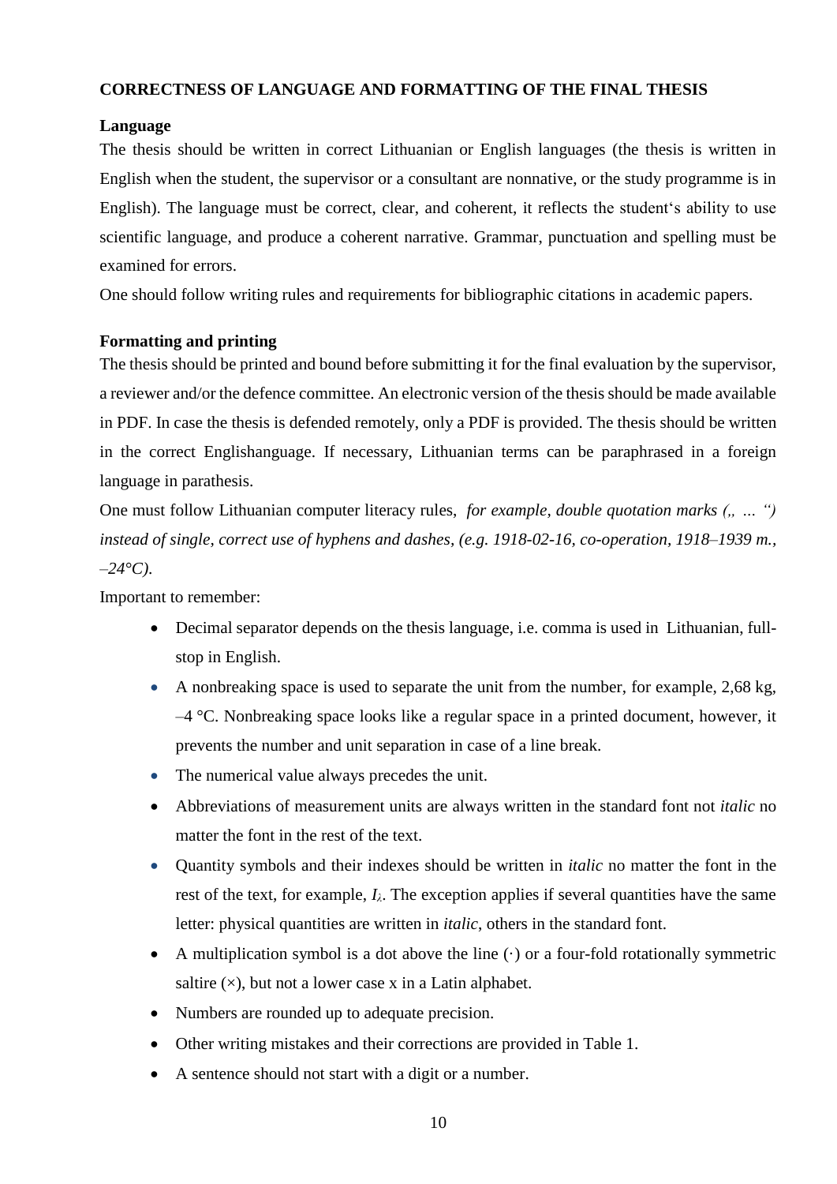**CORRECTNESS OF LANGUAGE AND FORMATTING OF THE FINAL THESIS**

**Language**

The thesis should be written in correct Lithuanian or English languages (the thesis is written in English when the student, the supervisor or a consultant are nonnative, or the study programme is in English). The language must be correct, clear, and coherent, it reflects the student‘s ability to use scientific language, and produce a coherent narrative. Grammar, punctuation and spelling must be examined for errors.

One should follow writing rules and requirements for bibliographic citations in academic papers.

**Formatting and printing**

The thesis should be printed and bound before submitting it for the final evaluation by the supervisor, a reviewer and/or the defence committee. An electronic version of the thesis should be made available in PDF. In case the thesis is defended remotely, only a PDF is provided. The thesis should be written in the correct Englishanguage. If necessary, Lithuanian terms can be paraphrased in a foreign language in parathesis.

One must follow Lithuanian computer literacy rules, *for example, double quotation marks („ ... “) instead of single, correct use of hyphens and dashes, (e.g. 1918-02-16, co-operation, 1918–1939 m., –24°C).*

Important to remember:

- Decimal separator depends on the thesis language, i.e. comma is used in Lithuanian, full-stop in English.
- A nonbreaking space is used to separate the unit from the number, for example, 2,68 kg, –4 °C. Nonbreaking space looks like a regular space in a printed document, however, it prevents the number and unit separation in case of a line break.
- The numerical value always precedes the unit.
- Abbreviations of measurement units are always written in the standard font not *italic* no matter the font in the rest of the text.
- Quantity symbols and their indexes should be written in *italic* no matter the font in the rest of the text, for example, $I_\lambda$. The exception applies if several quantities have the same letter: physical quantities are written in *italic*, others in the standard font.
- A multiplication symbol is a dot above the line (·) or a four-fold rotationally symmetric saltire (×), but not a lower case x in a Latin alphabet.
- Numbers are rounded up to adequate precision.
- Other writing mistakes and their corrections are provided in Table 1.
- A sentence should not start with a digit or a number.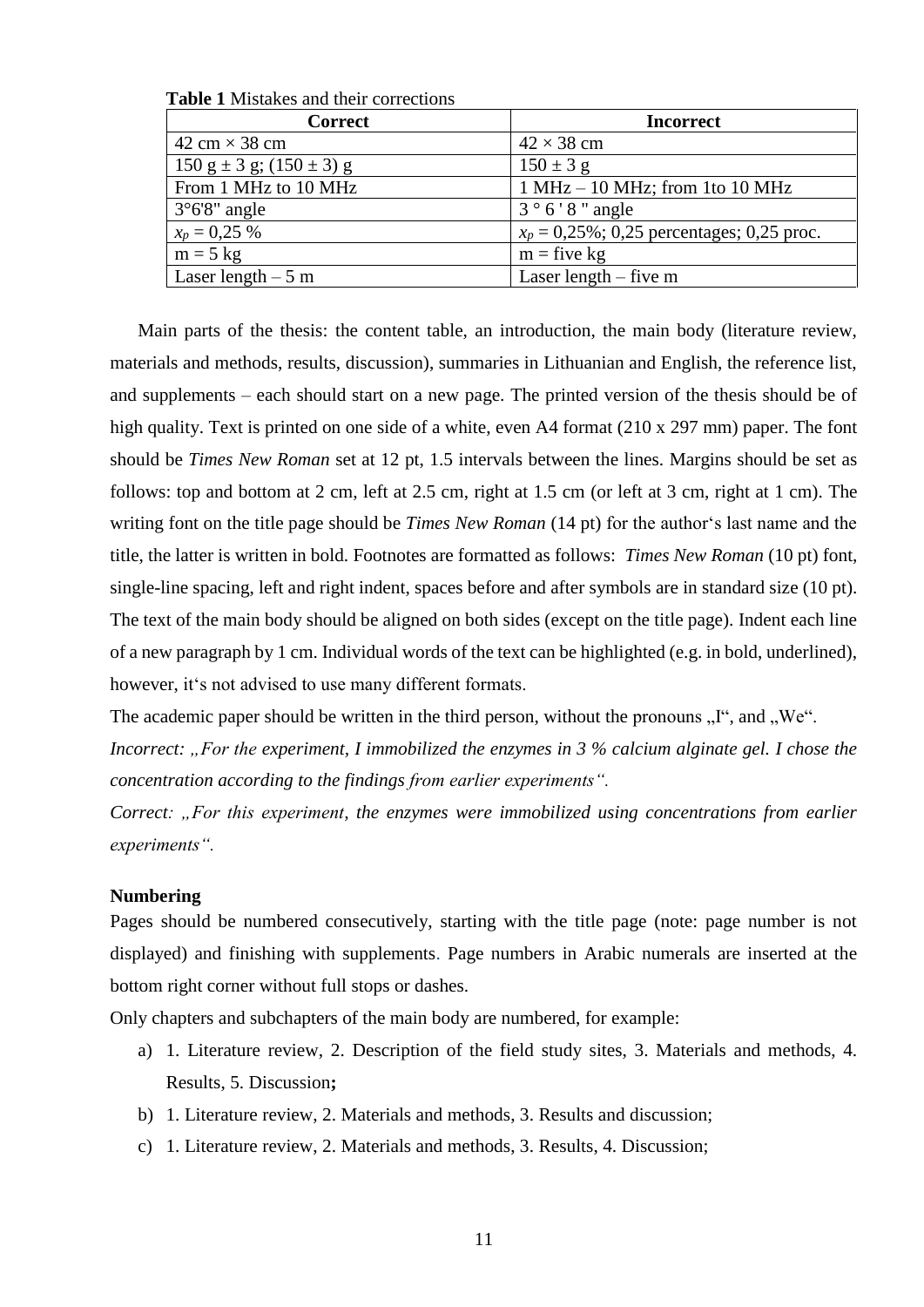**Table 1** Mistakes and their corrections

| Correct | Incorrect |
|---|---|
| 42 cm × 38 cm | 42 × 38 cm |
| 150 g ± 3 g; (150 ± 3) g | 150 ± 3 g |
| From 1 MHz to 10 MHz | 1 MHz – 10 MHz; from 1to 10 MHz |
| 3°6'8" angle | 3 ° 6 ' 8 " angle |
| $x_p$ = 0,25 % | $x_p$ = 0,25%; 0,25 percentages; 0,25 proc. |
| m = 5 kg | m = five kg |
| Laser length – 5 m | Laser length – five m |

Main parts of the thesis: the content table, an introduction, the main body (literature review, materials and methods, results, discussion), summaries in Lithuanian and English, the reference list, and supplements – each should start on a new page. The printed version of the thesis should be of high quality. Text is printed on one side of a white, even A4 format (210 x 297 mm) paper. The font should be *Times New Roman* set at 12 pt, 1.5 intervals between the lines. Margins should be set as follows: top and bottom at 2 cm, left at 2.5 cm, right at 1.5 cm (or left at 3 cm, right at 1 cm). The writing font on the title page should be *Times New Roman* (14 pt) for the author‘s last name and the title, the latter is written in bold. Footnotes are formatted as follows: *Times New Roman* (10 pt) font, single-line spacing, left and right indent, spaces before and after symbols are in standard size (10 pt). The text of the main body should be aligned on both sides (except on the title page). Indent each line of a new paragraph by 1 cm. Individual words of the text can be highlighted (e.g. in bold, underlined), however, it‘s not advised to use many different formats.

The academic paper should be written in the third person, without the pronouns „I“, and „We“.

*Incorrect: „For the experiment, I immobilized the enzymes in 3 % calcium alginate gel. I chose the concentration according to the findings from earlier experiments“.*

*Correct: „For this experiment, the enzymes were immobilized using concentrations from earlier experiments“.*

**Numbering**

Pages should be numbered consecutively, starting with the title page (note: page number is not displayed) and finishing with supplements. Page numbers in Arabic numerals are inserted at the bottom right corner without full stops or dashes.

Only chapters and subchapters of the main body are numbered, for example:

a) 1. Literature review, 2. Description of the field study sites, 3. Materials and methods, 4. Results, 5. Discussion**;**
b) 1. Literature review, 2. Materials and methods, 3. Results and discussion;
c) 1. Literature review, 2. Materials and methods, 3. Results, 4. Discussion;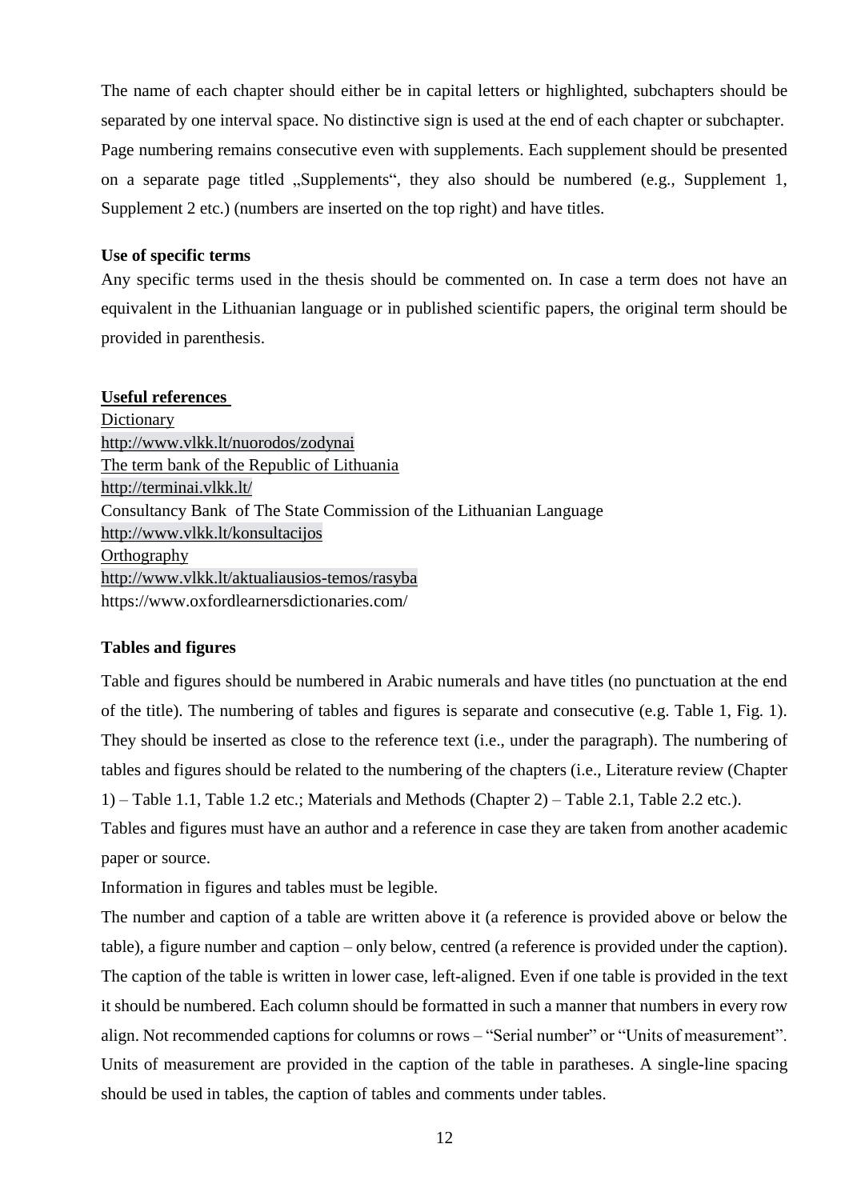The name of each chapter should either be in capital letters or highlighted, subchapters should be separated by one interval space. No distinctive sign is used at the end of each chapter or subchapter. Page numbering remains consecutive even with supplements. Each supplement should be presented on a separate page titled „Supplements“, they also should be numbered (e.g., Supplement 1, Supplement 2 etc.) (numbers are inserted on the top right) and have titles.

**Use of specific terms**

Any specific terms used in the thesis should be commented on. In case a term does not have an equivalent in the Lithuanian language or in published scientific papers, the original term should be provided in parenthesis.

**Useful references**

Dictionary
http://www.vlkk.lt/nuorodos/zodynai
The term bank of the Republic of Lithuania
http://terminai.vlkk.lt/
Consultancy Bank of The State Commission of the Lithuanian Language
http://www.vlkk.lt/konsultacijos
Orthography
http://www.vlkk.lt/aktualiausios-temos/rasyba
https://www.oxfordlearnersdictionaries.com/

**Tables and figures**

Table and figures should be numbered in Arabic numerals and have titles (no punctuation at the end of the title). The numbering of tables and figures is separate and consecutive (e.g. Table 1, Fig. 1). They should be inserted as close to the reference text (i.e., under the paragraph). The numbering of tables and figures should be related to the numbering of the chapters (i.e., Literature review (Chapter 1) – Table 1.1, Table 1.2 etc.; Materials and Methods (Chapter 2) – Table 2.1, Table 2.2 etc.).

Tables and figures must have an author and a reference in case they are taken from another academic paper or source.

Information in figures and tables must be legible.

The number and caption of a table are written above it (a reference is provided above or below the table), a figure number and caption – only below, centred (a reference is provided under the caption). The caption of the table is written in lower case, left-aligned. Even if one table is provided in the text it should be numbered. Each column should be formatted in such a manner that numbers in every row align. Not recommended captions for columns or rows – “Serial number” or “Units of measurement”. Units of measurement are provided in the caption of the table in paratheses. A single-line spacing should be used in tables, the caption of tables and comments under tables.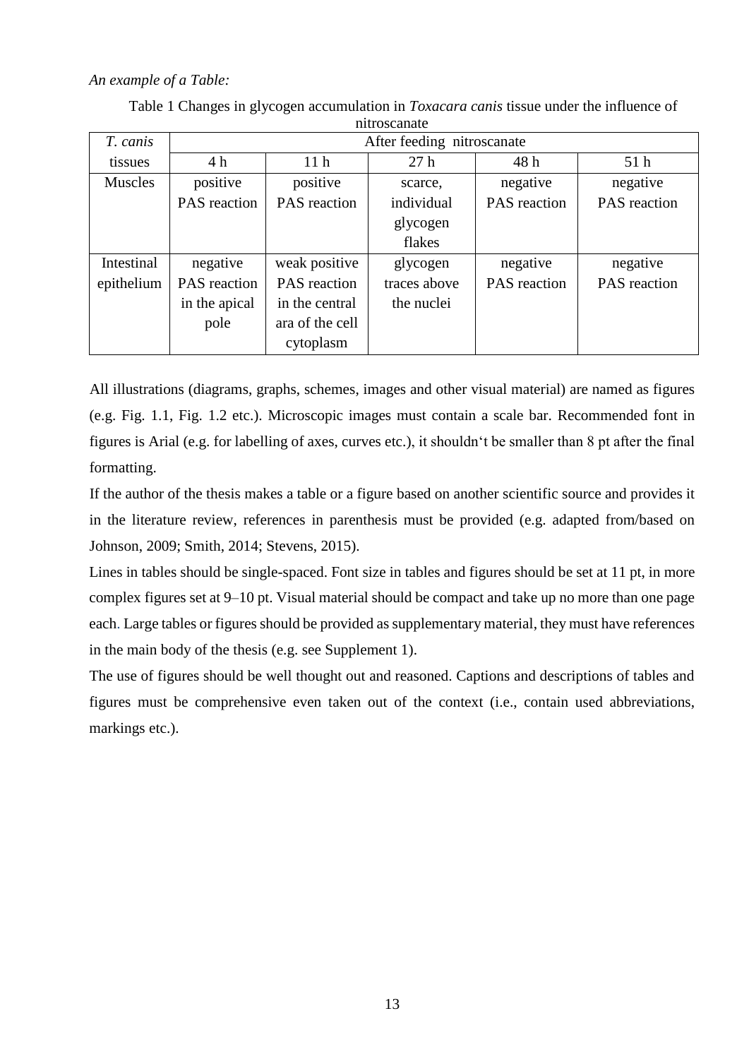*An example of a Table:*

Table 1 Changes in glycogen accumulation in *Toxacara canis* tissue under the influence of nitroscanate

| *T. canis* tissues | After feeding nitroscanate | | | | |
|---|---|---|---|---|---|
| | 4 h | 11 h | 27 h | 48 h | 51 h |
| Muscles | positive PAS reaction | positive PAS reaction | scarce, individual glycogen flakes | negative PAS reaction | negative PAS reaction |
| Intestinal epithelium | negative PAS reaction in the apical pole | weak positive PAS reaction in the central ara of the cell cytoplasm | glycogen traces above the nuclei | negative PAS reaction | negative PAS reaction |

All illustrations (diagrams, graphs, schemes, images and other visual material) are named as figures (e.g. Fig. 1.1, Fig. 1.2 etc.). Microscopic images must contain a scale bar. Recommended font in figures is Arial (e.g. for labelling of axes, curves etc.), it shouldn't be smaller than 8 pt after the final formatting.

If the author of the thesis makes a table or a figure based on another scientific source and provides it in the literature review, references in parenthesis must be provided (e.g. adapted from/based on Johnson, 2009; Smith, 2014; Stevens, 2015).

Lines in tables should be single-spaced. Font size in tables and figures should be set at 11 pt, in more complex figures set at 9–10 pt. Visual material should compact and take up no more than one page each. Large tables or figures should be provided as supplementary material, they must have references in the main body of the thesis (e.g. see Supplement 1).

The use of figures should be well thought out and reasoned. Captions and descriptions of tables and figures must be comprehensive even taken out of the context (i.e., contain used abbreviations, markings etc.).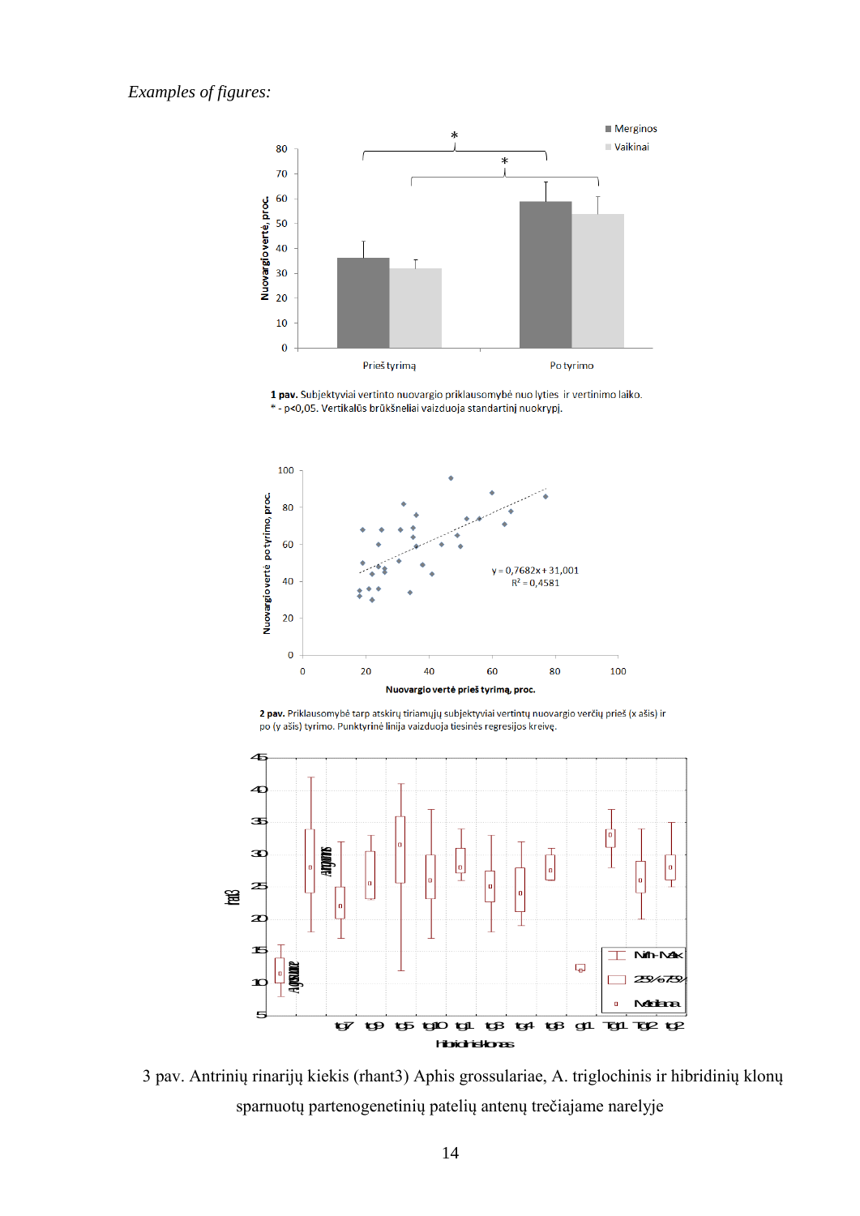*Examples of figures:*

**1 pav.** Subjektyviai vertinto nuovargio priklausomybė nuo lyties ir vertinimo laiko.
\* - p<0,05. Vertikalūs brūkšneliai vaizduoja standartinį nuokrypį.

**2 pav.** Priklausomybė tarp atskirų tiriamųjų subjektyviai vertintų nuovargio verčių prieš (x ašis) ir po (y ašis) tyrimo. Punktyrinė linija vaizduoja tiesinės regresijos kreivę.

3 pav. Antrinių rinarijų kiekis (rhant3) Aphis grossulariae, A. triglochinis ir hibridinių klonų sparnuotų partenogenetinių patelių antenų trečiajame narelyje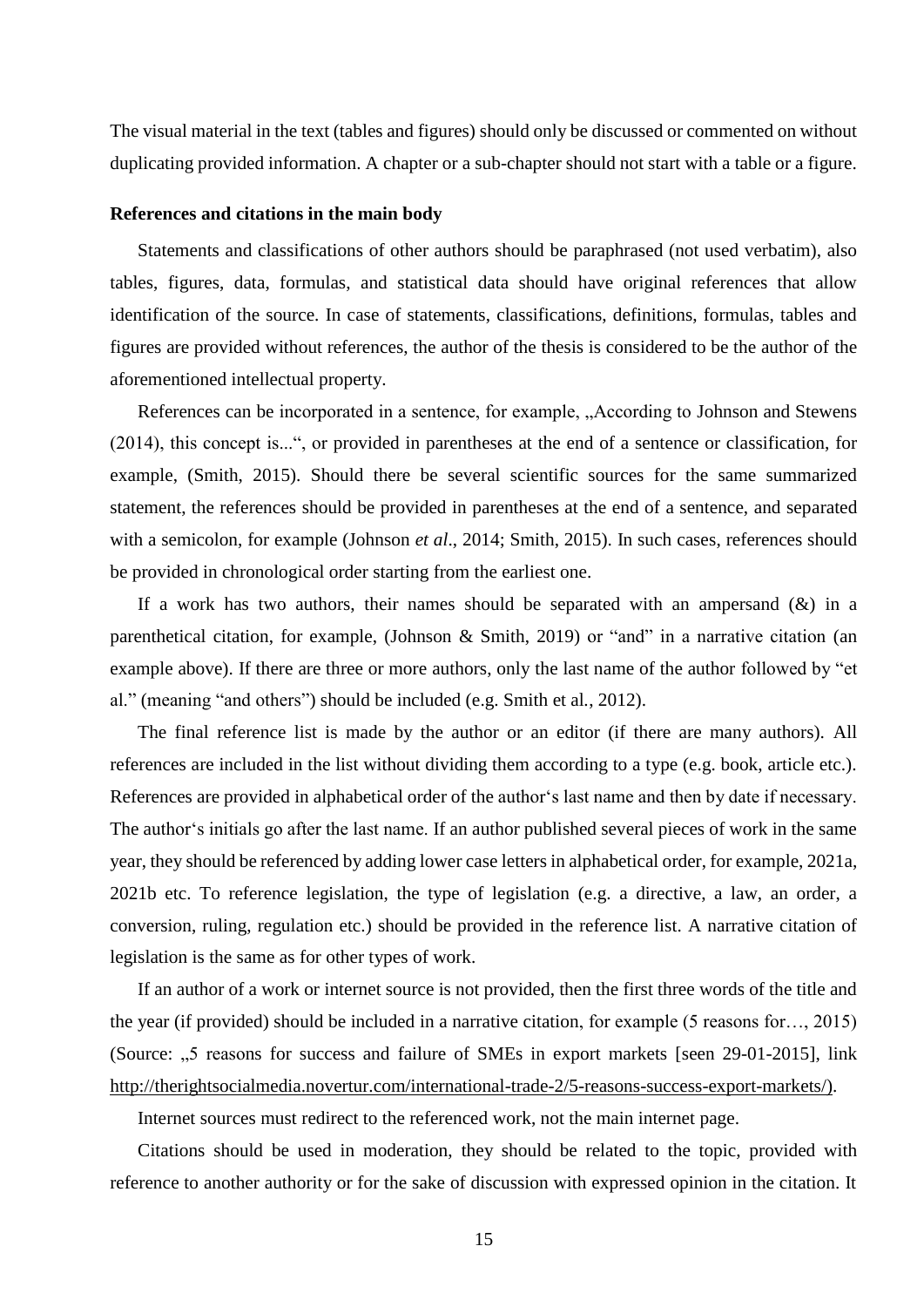The visual material in the text (tables and figures) should only be discussed or commented on without duplicating provided information. A chapter or a sub-chapter should not start with a table or a figure.

**References and citations in the main body**

Statements and classifications of other authors should be paraphrased (not used verbatim), also tables, figures, data, formulas, and statistical data should have original references that allow identification of the source. In case of statements, classifications, definitions, formulas, tables and figures are provided without references, the author of the thesis is considered to be the author of the aforementioned intellectual property.

References can be incorporated in a sentence, for example, „According to Johnson and Stewens (2014), this concept is...“, or provided in parentheses at the end of a sentence or classification, for example, (Smith, 2015). Should there be several scientific sources for the same summarized statement, the references should be provided in parentheses at the end of a sentence, and separated with a semicolon, for example (Johnson *et al*., 2014; Smith, 2015). In such cases, references should be provided in chronological order starting from the earliest one.

If a work has two authors, their names should be separated with an ampersand (&) in a parenthetical citation, for example, (Johnson & Smith, 2019) or "and" in a narrative citation (an example above). If there are three or more authors, only the last name of the author followed by "et al." (meaning "and others") should be included (e.g. Smith et al*.*, 2012).

The final reference list is made by the author or an editor (if there are many authors). All references are included in the list without dividing them according to a type (e.g. book, article etc.). References are provided in alphabetical order of the author‘s last name and then by date if necessary. The author‘s initials go after the last name. If an author published several pieces of work in the same year, they should be referenced by adding lower case letters in alphabetical order, for example, 2021a, 2021b etc. To reference legislation, the type of legislation (e.g. a directive, a law, an order, a conversion, ruling, regulation etc.) should be provided in the reference list. A narrative citation of legislation is the same as for other types of work.

If an author of a work or internet source is not provided, then the first three words of the title and the year (if provided) should be included in a narrative citation, for example (5 reasons for…, 2015) (Source: „5 reasons for success and failure of SMEs in export markets [seen 29-01-2015], link http://therightsocialmedia.novertur.com/international-trade-2/5-reasons-success-export-markets/).

Internet sources must redirect to the referenced work, not the main internet page.

Citations should be used in moderation, they should be related to the topic, provided with reference to another authority or for the sake of discussion with expressed opinion in the citation. It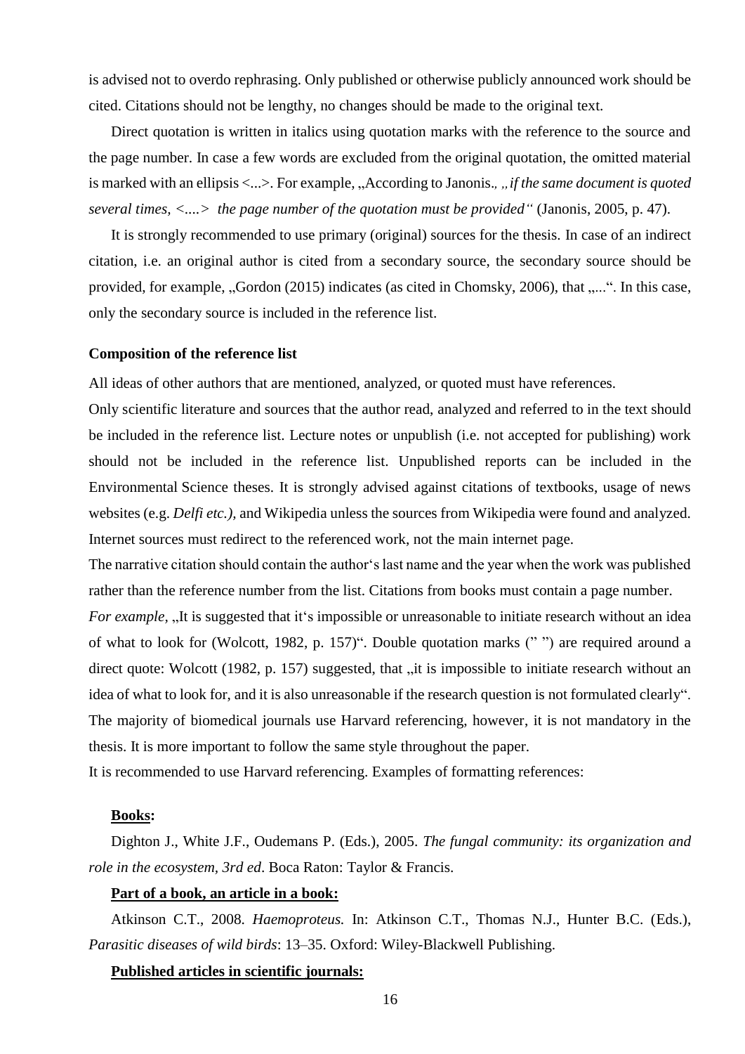is advised not to overdo rephrasing. Only published or otherwise publicly announced work should be cited. Citations should not be lengthy, no changes should be made to the original text.

Direct quotation is written in italics using quotation marks with the reference to the source and the page number. In case a few words are excluded from the original quotation, the omitted material is marked with an ellipsis <...>. For example, „According to Janonis*, „if the same document is quoted several times, <....> the page number of the quotation must be provided“* (Janonis, 2005, p. 47).

It is strongly recommended to use primary (original) sources for the thesis. In case of an indirect citation, i.e. an original author is cited from a secondary source, the secondary source should be provided, for example, „Gordon (2015) indicates (as cited in Chomsky, 2006), that „...“. In this case, only the secondary source is included in the reference list.

**Composition of the reference list**

All ideas of other authors that are mentioned, analyzed, or quoted must have references.

Only scientific literature and sources that the author read, analyzed and referred to in the text should be included in the reference list. Lecture notes or unpublish (i.e. not accepted for publishing) work should not be included in the reference list. Unpublished reports can be included in the Environmental Science theses. It is strongly advised against citations of textbooks, usage of news websites (e.g. *Delfi etc.),* and Wikipedia unless the sources from Wikipedia were found and analyzed. Internet sources must redirect to the referenced work, not the main internet page.

The narrative citation should contain the author‘s last name and the year when the work was published rather than the reference number from the list. Citations from books must contain a page number.

*For example*, „It is suggested that it‘s impossible or unreasonable to initiate research without an idea of what to look for (Wolcott, 1982, p. 157)“. Double quotation marks (" ") are required around a direct quote: Wolcott (1982, p. 157) suggested, that „it is impossible to initiate research without an idea of what to look for, and it is also unreasonable if the research question is not formulated clearly“.

The majority of biomedical journals use Harvard referencing, however, it is not mandatory in the thesis. It is more important to follow the same style throughout the paper.

It is recommended to use Harvard referencing. Examples of formatting references:

**Books:**

Dighton J., White J.F., Oudemans P. (Eds.), 2005. *The fungal community: its organization and role in the ecosystem, 3rd ed*. Boca Raton: Taylor & Francis.

**Part of a book, an article in a book:**

Atkinson C.T., 2008. *Haemoproteus.* In: Atkinson C.T., Thomas N.J., Hunter B.C. (Eds.), *Parasitic diseases of wild birds*: 13–35. Oxford: Wiley-Blackwell Publishing.

**Published articles in scientific journals:**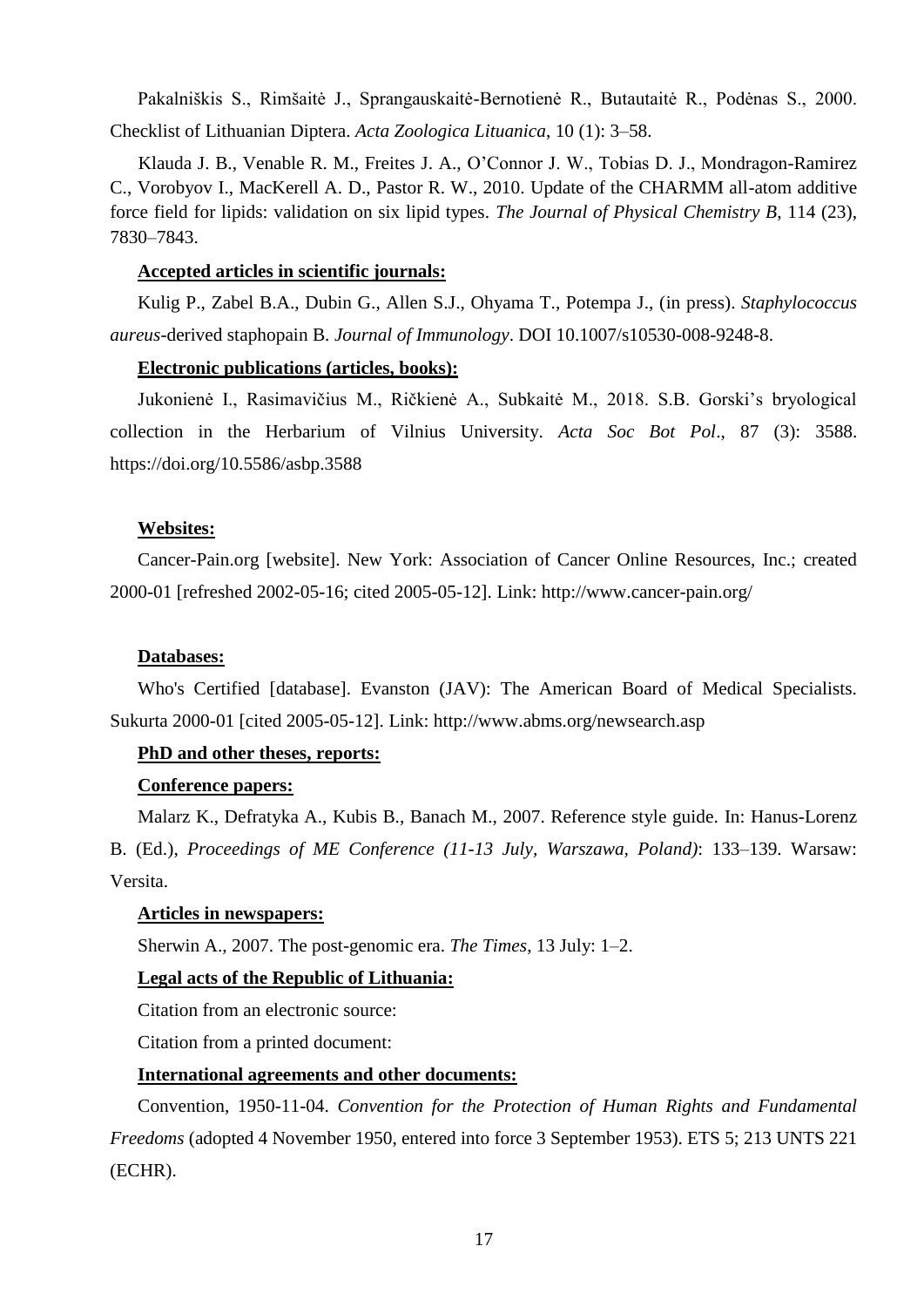Pakalniškis S., Rimšaitė J., Sprangauskaitė-Bernotienė R., Butautaitė R., Podėnas S., 2000. Checklist of Lithuanian Diptera. *Acta Zoologica Lituanica*, 10 (1): 3–58.

Klauda J. B., Venable R. M., Freites J. A., O'Connor J. W., Tobias D. J., Mondragon-Ramirez C., Vorobyov I., MacKerell A. D., Pastor R. W., 2010. Update of the CHARMM all-atom additive force field for lipids: validation on six lipid types. *The Journal of Physical Chemistry B*, 114 (23), 7830–7843.

**Accepted articles in scientific journals:**

Kulig P., Zabel B.A., Dubin G., Allen S.J., Ohyama T., Potempa J., (in press). *Staphylococcus aureus*-derived staphopain B. *Journal of Immunology*. DOI 10.1007/s10530-008-9248-8.

**Electronic publications (articles, books):**

Jukonienė I., Rasimavičius M., Ričkienė A., Subkaitė M., 2018. S.B. Gorski's bryological collection in the Herbarium of Vilnius University. *Acta Soc Bot Pol*., 87 (3): 3588. https://doi.org/10.5586/asbp.3588

**Websites:**

Cancer-Pain.org [website]. New York: Association of Cancer Online Resources, Inc.; created 2000-01 [refreshed 2002-05-16; cited 2005-05-12]. Link: http://www.cancer-pain.org/

**Databases:**

Who's Certified [database]. Evanston (JAV): The American Board of Medical Specialists. Sukurta 2000-01 [cited 2005-05-12]. Link: http://www.abms.org/newsearch.asp

**PhD and other theses, reports:**

**Conference papers:**

Malarz K., Defratyka A., Kubis B., Banach M., 2007. Reference style guide. In: Hanus-Lorenz B. (Ed.), *Proceedings of ME Conference (11-13 July, Warszawa, Poland)*: 133–139. Warsaw: Versita.

**Articles in newspapers:**

Sherwin A., 2007. The post-genomic era. *The Times*, 13 July: 1–2.

**Legal acts of the Republic of Lithuania:**

Citation from an electronic source:

Citation from a printed document:

**International agreements and other documents:**

Convention, 1950-11-04. *Convention for the Protection of Human Rights and Fundamental Freedoms* (adopted 4 November 1950, entered into force 3 September 1953). ETS 5; 213 UNTS 221 (ECHR).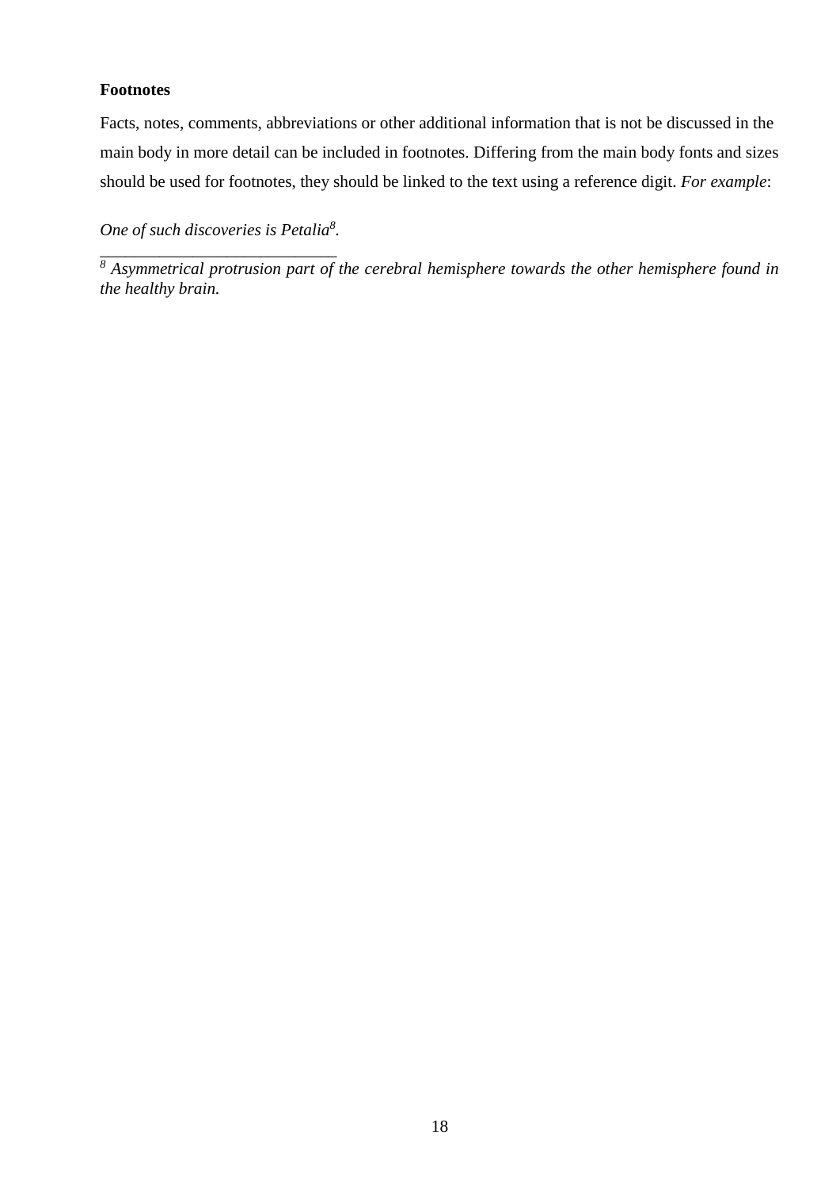**Footnotes**

Facts, notes, comments, abbreviations or other additional information that is not be discussed in the main body in more detail can be included in footnotes. Differing from the main body fonts and sizes should be used for footnotes, they should be linked to the text using a reference digit. *For example*:

*One of such discoveries is Petalia*[8]*.*

\_\_\_\_\_\_\_\_\_\_\_\_\_\_\_\_\_\_\_\_\_\_\_\_\_\_\_\_

[8] *Asymmetrical protrusion part of the cerebral hemisphere towards the other hemisphere found in the healthy brain.*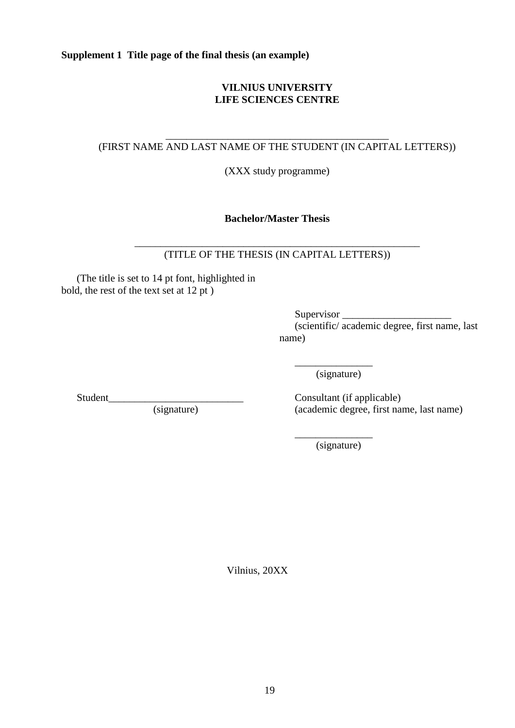**Supplement 1 Title page of the final thesis (an example)**

**VILNIUS UNIVERSITY**
**LIFE SCIENCES CENTRE**

___________________________________________
(FIRST NAME AND LAST NAME OF THE STUDENT (IN CAPITAL LETTERS))

(XXX study programme)

**Bachelor/Master Thesis**

_______________________________________________________
(TITLE OF THE THESIS (IN CAPITAL LETTERS))

(The title is set to 14 pt font, highlighted in bold, the rest of the text set at 12 pt )

Supervisor ____________________
(scientific/ academic degree, first name, last name)

_______________
(signature)

Student__________________________
(signature)

Consultant (if applicable)
(academic degree, first name, last name)

_______________
(signature)

Vilnius, 20XX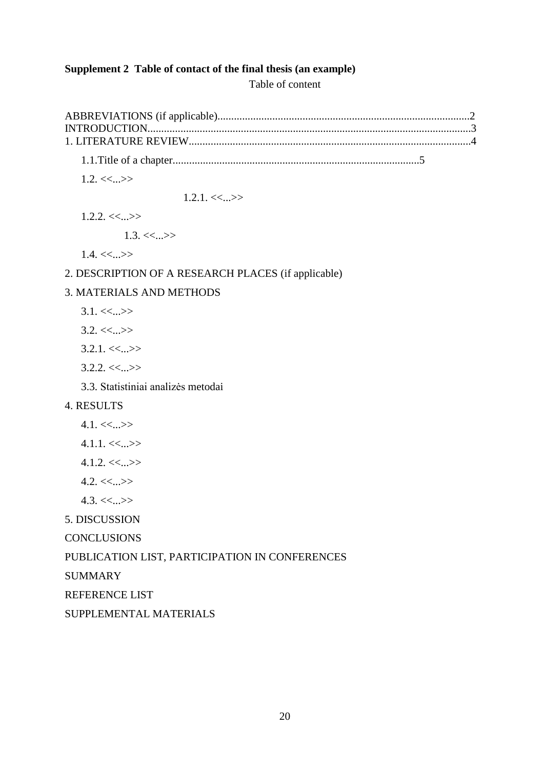**Supplement 2 Table of contact of the final thesis (an example)**

Table of content

ABBREVIATIONS (if applicable)........................................................................................2
INTRODUCTION..................................................................................................................3
1. LITERATURE REVIEW....................................................................................................4

1.1.Title of a chapter..........................................................................................5

1.2. <<...>>

1.2.1. <<...>>

1.2.2. <<...>>

1.3. <<...>>

1.4. <<...>>

2. DESCRIPTION OF A RESEARCH PLACES (if applicable)

3. MATERIALS AND METHODS

3.1. <<...>>

3.2. <<...>>

3.2.1. <<...>>

3.2.2. <<...>>

3.3. Statistiniai analizės metodai

4. RESULTS

4.1. <<...>>

4.1.1. <<...>>

4.1.2. <<...>>

4.2. <<...>>

4.3. <<...>>

5. DISCUSSION

CONCLUSIONS

PUBLICATION LIST, PARTICIPATION IN CONFERENCES

SUMMARY

REFERENCE LIST

SUPPLEMENTAL MATERIALS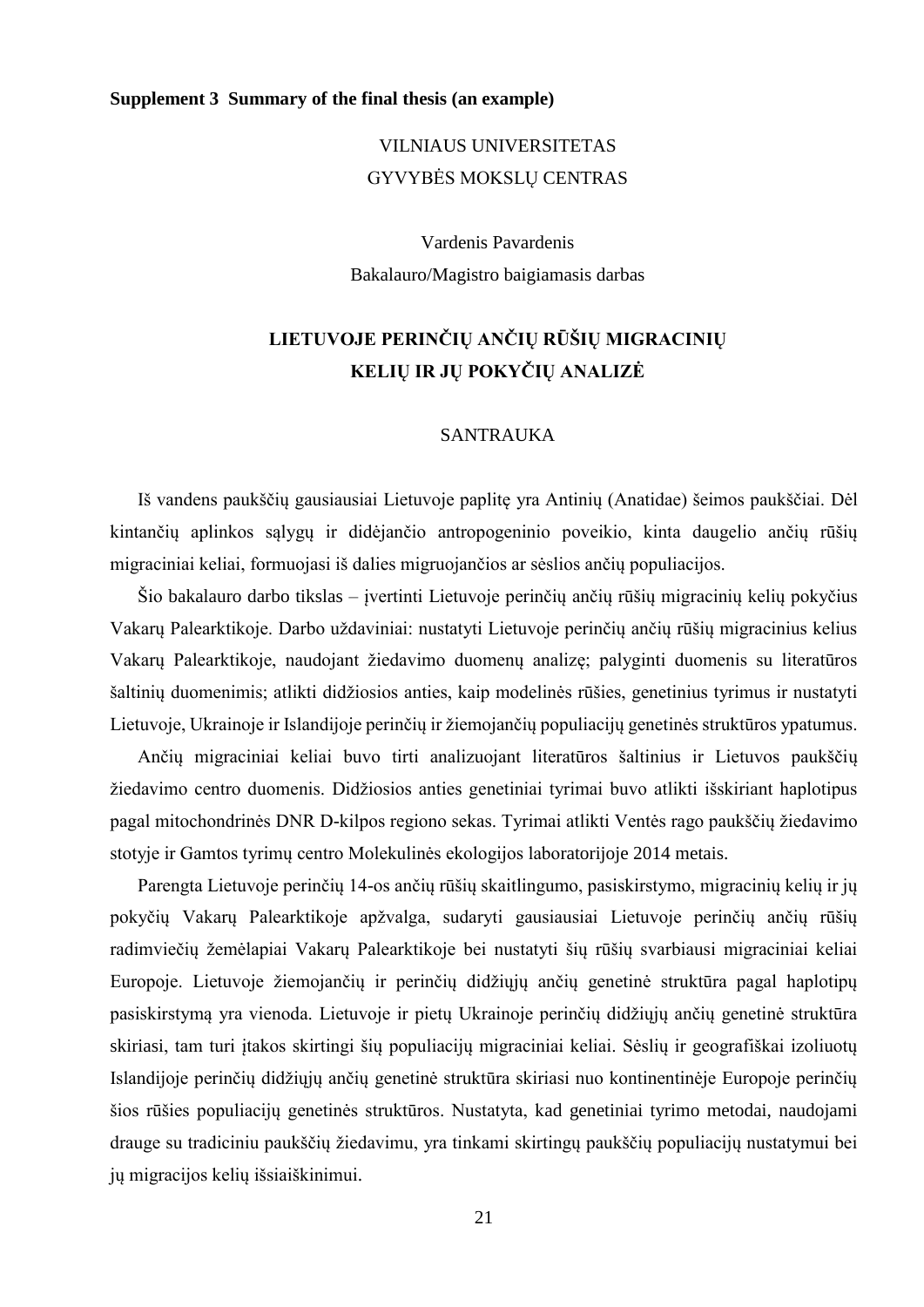**Supplement 3 Summary of the final thesis (an example)**

VILNIAUS UNIVERSITETAS

GYVYBĖS MOKSLŲ CENTRAS

Vardenis Pavardenis

Bakalauro/Magistro baigiamasis darbas

**LIETUVOJE PERINČIŲ ANČIŲ RŪŠIŲ MIGRACINIŲ KELIŲ IR JŲ POKYČIŲ ANALIZĖ**

SANTRAUKA

Iš vandens paukščių gausiausiai Lietuvoje paplitę yra Antinių (Anatidae) šeimos paukščiai. Dėl kintančių aplinkos sąlygų ir didėjančio antropogeninio poveikio, kinta daugelio ančių rūšių migraciniai keliai, formuojasi iš dalies migruojančios ar sėslios ančių populiacijos.

Šio bakalauro darbo tikslas – įvertinti Lietuvoje perinčių ančių rūšių migracinių kelių pokyčius Vakarų Palearktikoje. Darbo uždaviniai: nustatyti Lietuvoje perinčių ančių rūšių migracinius kelius Vakarų Palearktikoje, naudojant žiedavimo duomenų analizę; palyginti duomenis su literatūros šaltinių duomenimis; atlikti didžiosios anties, kaip modelinės rūšies, genetinius tyrimus ir nustatyti Lietuvoje, Ukrainoje ir Islandijoje perinčių ir žiemojančių populiacijų genetinės struktūros ypatumus.

Ančių migraciniai keliai buvo tirti analizuojant literatūros šaltinius ir Lietuvos paukščių žiedavimo centro duomenis. Didžiosios anties genetiniai tyrimai buvo atlikti išskiriant haplotipus pagal mitochondrinės DNR D-kilpos regiono sekas. Tyrimai atlikti Ventės rago paukščių žiedavimo stotyje ir Gamtos tyrimų centro Molekulinės ekologijos laboratorijoje 2014 metais.

Parengta Lietuvoje perinčių 14-os ančių rūšių skaitlingumo, pasiskirstymo, migracinių kelių ir jų pokyčių Vakarų Palearktikoje apžvalga, sudaryti gausiausiai Lietuvoje perinčių ančių rūšių radimviečių žemėlapiai Vakarų Palearktikoje bei nustatyti šių rūšių svarbiausi migraciniai keliai Europoje. Lietuvoje žiemojančių ir perinčių didžiųjų ančių genetinė struktūra pagal haplotipų pasiskirstymą yra vienoda. Lietuvoje ir pietų Ukrainoje perinčių didžiųjų ančių genetinė struktūra skiriasi, tam turi įtakos skirtingi šių populiacijų migraciniai keliai. Sėslių ir geografiškai izoliuotų Islandijoje perinčių didžiųjų ančių genetinė struktūra skiriasi nuo kontinentinėje Europoje perinčių šios rūšies populiacijų genetinės struktūros. Nustatyta, kad genetiniai tyrimo metodai, naudojami drauge su tradiciniu paukščių žiedavimu, yra tinkami skirtingų paukščių populiacijų nustatymui bei jų migracijos kelių išsiaiškinimui.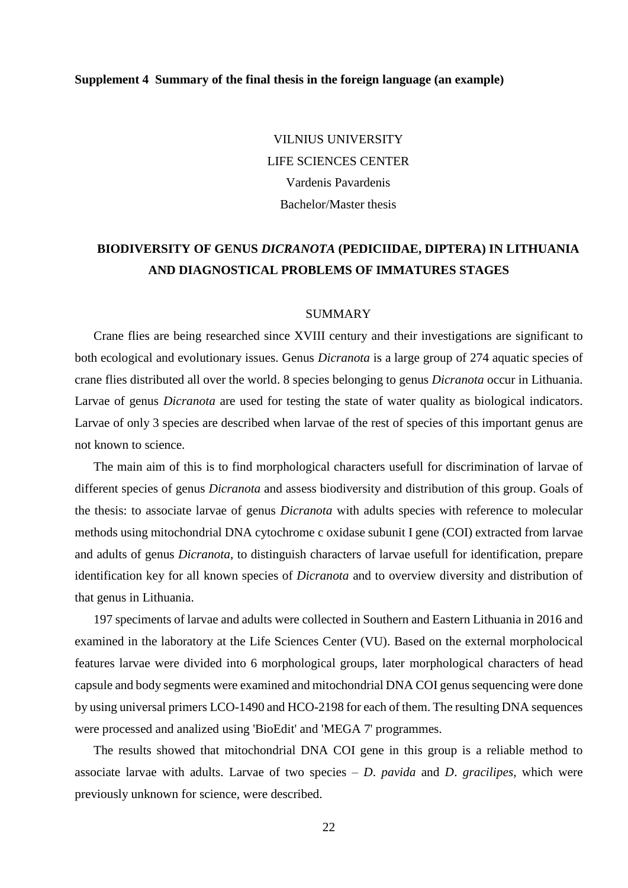**Supplement 4 Summary of the final thesis in the foreign language (an example)**

VILNIUS UNIVERSITY
LIFE SCIENCES CENTER
Vardenis Pavardenis
Bachelor/Master thesis

**BIODIVERSITY OF GENUS *DICRANOTA* (PEDICIIDAE, DIPTERA) IN LITHUANIA AND DIAGNOSTICAL PROBLEMS OF IMMATURES STAGES**

SUMMARY

Crane flies are being researched since XVIII century and their investigations are significant to both ecological and evolutionary issues. Genus *Dicranota* is a large group of 274 aquatic species of crane flies distributed all over the world. 8 species belonging to genus *Dicranota* occur in Lithuania. Larvae of genus *Dicranota* are used for testing the state of water quality as biological indicators. Larvae of only 3 species are described when larvae of the rest of species of this important genus are not known to science.

The main aim of this is to find morphological characters usefull for discrimination of larvae of different species of genus *Dicranota* and assess biodiversity and distribution of this group. Goals of the thesis: to associate larvae of genus *Dicranota* with adults species with reference to molecular methods using mitochondrial DNA cytochrome c oxidase subunit I gene (COI) extracted from larvae and adults of genus *Dicranota*, to distinguish characters of larvae usefull for identification, prepare identification key for all known species of *Dicranota* and to overview diversity and distribution of that genus in Lithuania.

197 speciments of larvae and adults were collected in Southern and Eastern Lithuania in 2016 and examined in the laboratory at the Life Sciences Center (VU). Based on the external morpholocical features larvae were divided into 6 morphological groups, later morphological characters of head capsule and body segments were examined and mitochondrial DNA COI genus sequencing were done by using universal primers LCO-1490 and HCO-2198 for each of them. The resulting DNA sequences were processed and analized using 'BioEdit' and 'MEGA 7' programmes.

The results showed that mitochondrial DNA COI gene in this group is a reliable method to associate larvae with adults. Larvae of two species – *D*. *pavida* and *D*. *gracilipes*, which were previously unknown for science, were described.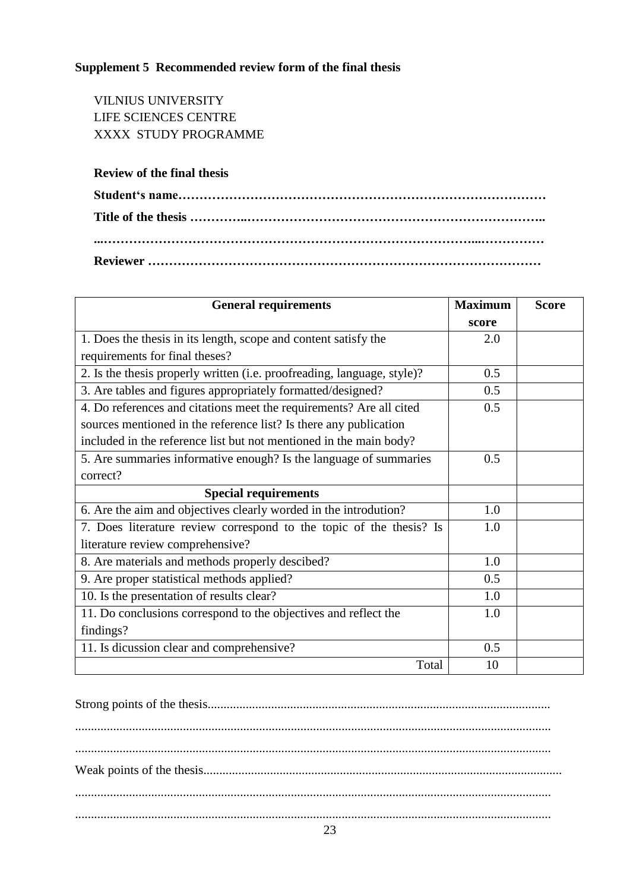**Supplement 5 Recommended review form of the final thesis**

VILNIUS UNIVERSITY
LIFE SCIENCES CENTRE
XXXX STUDY PROGRAMME

**Review of the final thesis**

**Student's name…………………………………………………………………………**

**Title of the thesis ………..……………………………………………………………..**

**...……………………………………………………………………………...……………**

**Reviewer ………………………………………………………………………………**

| General requirements | Maximum score | Score |
|---|---|---|
| 1. Does the thesis in its length, scope and content satisfy the requirements for final theses? | 2.0 | |
| 2. Is the thesis properly written (i.e. proofreading, language, style)? | 0.5 | |
| 3. Are tables and figures appropriately formatted/designed? | 0.5 | |
| 4. Do references and citations meet the requirements? Are all cited sources mentioned in the reference list? Is there any publication included in the reference list but not mentioned in the main body? | 0.5 | |
| 5. Are summaries informative enough? Is the language of summaries correct? | 0.5 | |
| **Special requirements** | | |
| 6. Are the aim and objectives clearly worded in the introdution? | 1.0 | |
| 7. Does literature review correspond to the topic of the thesis? Is literature review comprehensive? | 1.0 | |
| 8. Are materials and methods properly descibed? | 1.0 | |
| 9. Are proper statistical methods applied? | 0.5 | |
| 10. Is the presentation of results clear? | 1.0 | |
| 11. Do conclusions correspond to the objectives and reflect the findings? | 1.0 | |
| 11. Is dicussion clear and comprehensive? | 0.5 | |
| Total | 10 | |

Strong points of the thesis...........................................................................................................

....................................................................................................................................................

....................................................................................................................................................

Weak points of the thesis................................................................................................................

....................................................................................................................................................

....................................................................................................................................................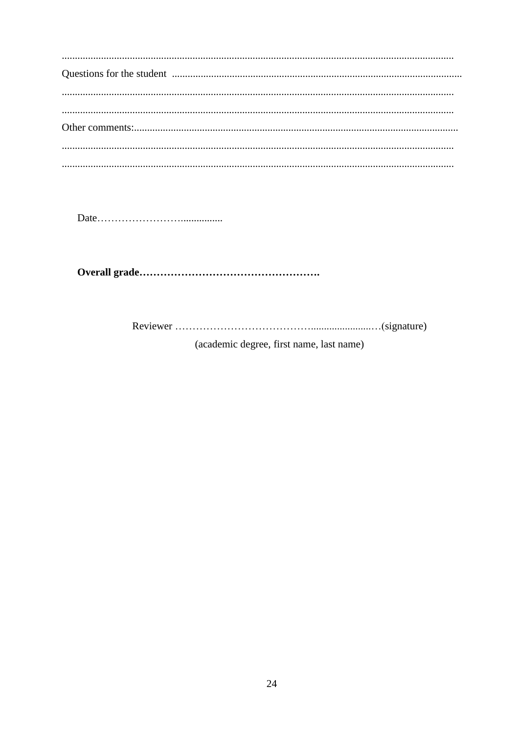......................................................................................................................................................

Questions for the student ..............................................................................................................

......................................................................................................................................................

......................................................................................................................................................

Other comments:............................................................................................................................

......................................................................................................................................................

......................................................................................................................................................

Date……………………...............

**Overall grade…………………………………………….**

Reviewer …………………………………........................…(signature)

(academic degree, first name, last name)